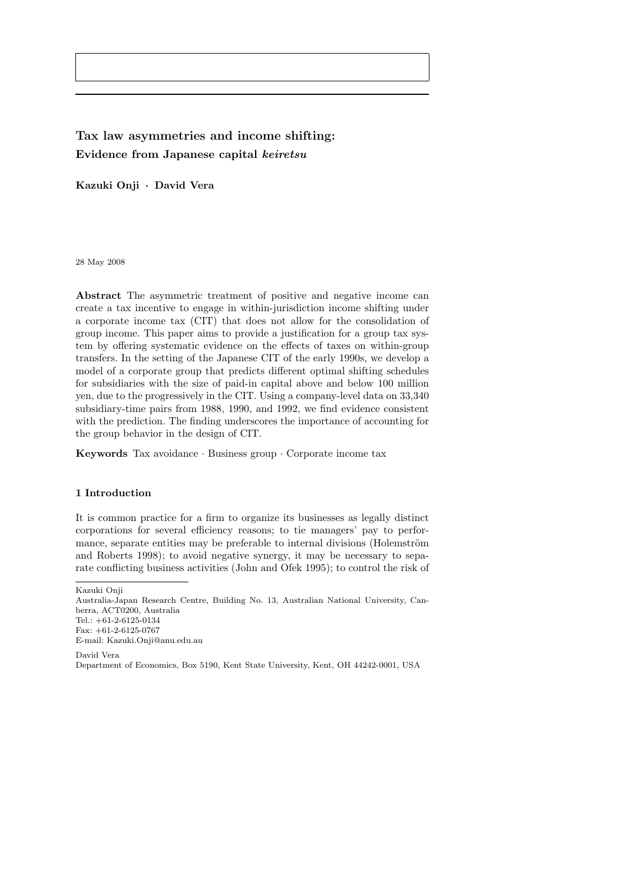# Tax law asymmetries and income shifting:
## Evidence from Japanese capital *keiretsu*

**Kazuki Onji · David Vera**

28 May 2008

**Abstract** The asymmetric treatment of positive and negative income can create a tax incentive to engage in within-jurisdiction income shifting under a corporate income tax (CIT) that does not allow for the consolidation of group income. This paper aims to provide a justification for a group tax system by offering systematic evidence on the effects of taxes on within-group transfers. In the setting of the Japanese CIT of the early 1990s, we develop a model of a corporate group that predicts different optimal shifting schedules for subsidiaries with the size of paid-in capital above and below 100 million yen, due to the progressively in the CIT. Using a company-level data on 33,340 subsidiary-time pairs from 1988, 1990, and 1992, we find evidence consistent with the prediction. The finding underscores the importance of accounting for the group behavior in the design of CIT.

**Keywords** Tax avoidance · Business group · Corporate income tax

## 1 Introduction

It is common practice for a firm to organize its businesses as legally distinct corporations for several efficiency reasons; to tie managers' pay to performance, separate entities may be preferable to internal divisions (Holemström and Roberts 1998); to avoid negative synergy, it may be necessary to separate conflicting business activities (John and Ofek 1995); to control the risk of

---

Kazuki Onji
Australia-Japan Research Centre, Building No. 13, Australian National University, Canberra, ACT0200, Australia
Tel.: +61-2-6125-0134
Fax: +61-2-6125-0767
E-mail: Kazuki.Onji@anu.edu.au

David Vera
Department of Economics, Box 5190, Kent State University, Kent, OH 44242-0001, USA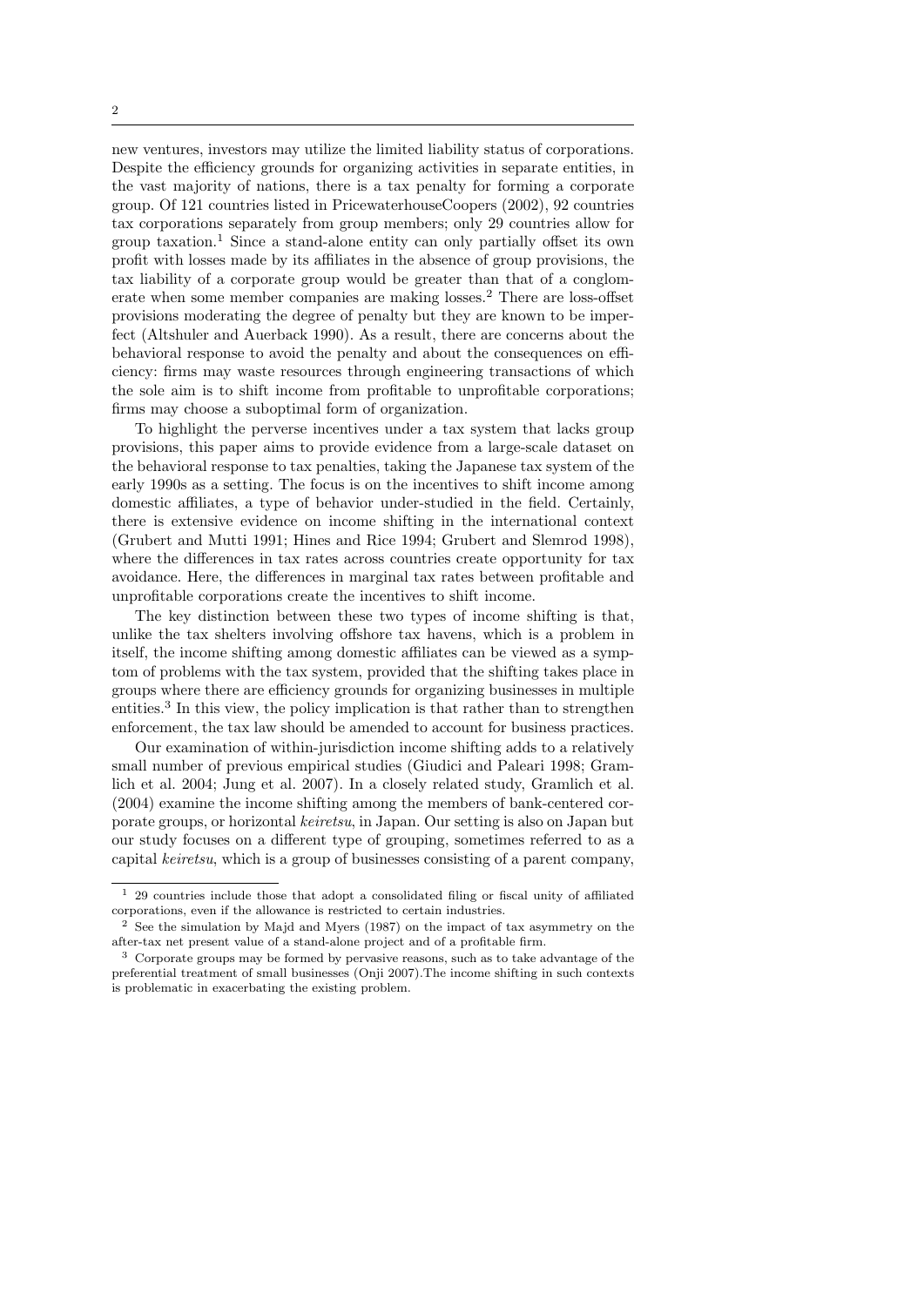new ventures, investors may utilize the limited liability status of corporations. Despite the efficiency grounds for organizing activities in separate entities, in the vast majority of nations, there is a tax penalty for forming a corporate group. Of 121 countries listed in PricewaterhouseCoopers (2002), 92 countries tax corporations separately from group members; only 29 countries allow for group taxation.[1] Since a stand-alone entity can only partially offset its own profit with losses made by its affiliates in the absence of group provisions, the tax liability of a corporate group would be greater than that of a conglomerate when some member companies are making losses.[2] There are loss-offset provisions moderating the degree of penalty but they are known to be imperfect (Altshuler and Auerback 1990). As a result, there are concerns about the behavioral response to avoid the penalty and about the consequences on efficiency: firms may waste resources through engineering transactions of which the sole aim is to shift income from profitable to unprofitable corporations; firms may choose a suboptimal form of organization.

To highlight the perverse incentives under a tax system that lacks group provisions, this paper aims to provide evidence from a large-scale dataset on the behavioral response to tax penalties, taking the Japanese tax system of the early 1990s as a setting. The focus is on the incentives to shift income among domestic affiliates, a type of behavior under-studied in the field. Certainly, there is extensive evidence on income shifting in the international context (Grubert and Mutti 1991; Hines and Rice 1994; Grubert and Slemrod 1998), where the differences in tax rates across countries create opportunity for tax avoidance. Here, the differences in marginal tax rates between profitable and unprofitable corporations create the incentives to shift income.

The key distinction between these two types of income shifting is that, unlike the tax shelters involving offshore tax havens, which is a problem in itself, the income shifting among domestic affiliates can be viewed as a symptom of problems with the tax system, provided that the shifting takes place in groups where there are efficiency grounds for organizing businesses in multiple entities.[3] In this view, the policy implication is that rather than to strengthen enforcement, the tax law should be amended to account for business practices.

Our examination of within-jurisdiction income shifting adds to a relatively small number of previous empirical studies (Giudici and Paleari 1998; Gramlich et al. 2004; Jung et al. 2007). In a closely related study, Gramlich et al. (2004) examine the income shifting among the members of bank-centered corporate groups, or horizontal *keiretsu*, in Japan. Our setting is also on Japan but our study focuses on a different type of grouping, sometimes referred to as a capital *keiretsu*, which is a group of businesses consisting of a parent company,

---

[1] 29 countries include those that adopt a consolidated filing or fiscal unity of affiliated corporations, even if the allowance is restricted to certain industries.

[2] See the simulation by Majd and Myers (1987) on the impact of tax asymmetry on the after-tax net present value of a stand-alone project and of a profitable firm.

[3] Corporate groups may be formed by pervasive reasons, such as to take advantage of the preferential treatment of small businesses (Onji 2007).The income shifting in such contexts is problematic in exacerbating the existing problem.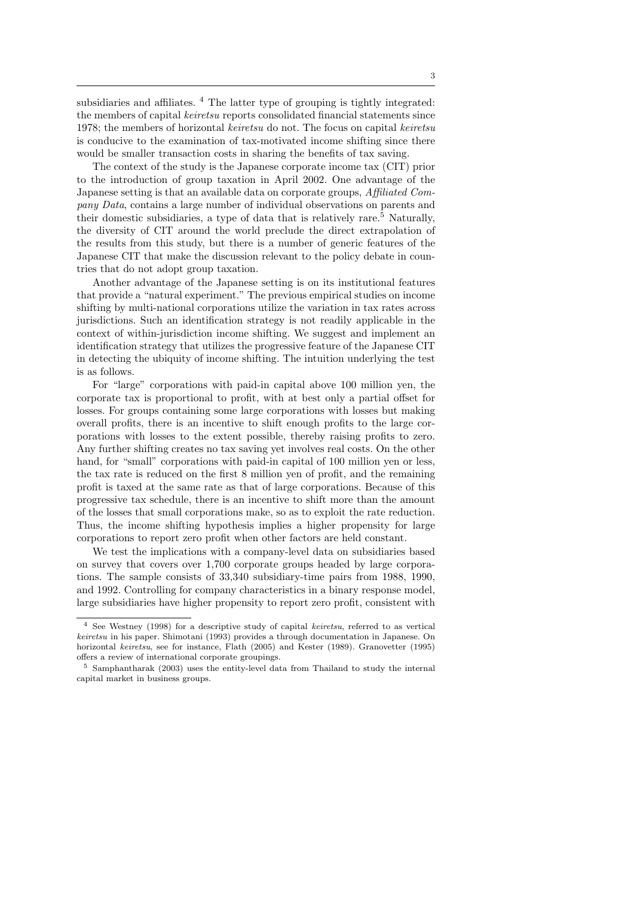subsidiaries and affiliates. [4] The latter type of grouping is tightly integrated: the members of capital *keiretsu* reports consolidated financial statements since 1978; the members of horizontal *keiretsu* do not. The focus on capital *keiretsu* is conducive to the examination of tax-motivated income shifting since there would be smaller transaction costs in sharing the benefits of tax saving.

The context of the study is the Japanese corporate income tax (CIT) prior to the introduction of group taxation in April 2002. One advantage of the Japanese setting is that an available data on corporate groups, *Affiliated Company Data*, contains a large number of individual observations on parents and their domestic subsidiaries, a type of data that is relatively rare.[5] Naturally, the diversity of CIT around the world preclude the direct extrapolation of the results from this study, but there is a number of generic features of the Japanese CIT that make the discussion relevant to the policy debate in countries that do not adopt group taxation.

Another advantage of the Japanese setting is on its institutional features that provide a "natural experiment." The previous empirical studies on income shifting by multi-national corporations utilize the variation in tax rates across jurisdictions. Such an identification strategy is not readily applicable in the context of within-jurisdiction income shifting. We suggest and implement an identification strategy that utilizes the progressive feature of the Japanese CIT in detecting the ubiquity of income shifting. The intuition underlying the test is as follows.

For "large" corporations with paid-in capital above 100 million yen, the corporate tax is proportional to profit, with at best only a partial offset for losses. For groups containing some large corporations with losses but making overall profits, there is an incentive to shift enough profits to the large corporations with losses to the extent possible, thereby raising profits to zero. Any further shifting creates no tax saving yet involves real costs. On the other hand, for "small" corporations with paid-in capital of 100 million yen or less, the tax rate is reduced on the first 8 million yen of profit, and the remaining profit is taxed at the same rate as that of large corporations. Because of this progressive tax schedule, there is an incentive to shift more than the amount of the losses that small corporations make, so as to exploit the rate reduction. Thus, the income shifting hypothesis implies a higher propensity for large corporations to report zero profit when other factors are held constant.

We test the implications with a company-level data on subsidiaries based on survey that covers over 1,700 corporate groups headed by large corporations. The sample consists of 33,340 subsidiary-time pairs from 1988, 1990, and 1992. Controlling for company characteristics in a binary response model, large subsidiaries have higher propensity to report zero profit, consistent with

---

[4] See Westney (1998) for a descriptive study of capital *keiretsu*, referred to as vertical *keiretsu* in his paper. Shimotani (1993) provides a through documentation in Japanese. On horizontal *keiretsu*, see for instance, Flath (2005) and Kester (1989). Granovetter (1995) offers a review of international corporate groupings.

[5] Samphantharak (2003) uses the entity-level data from Thailand to study the internal capital market in business groups.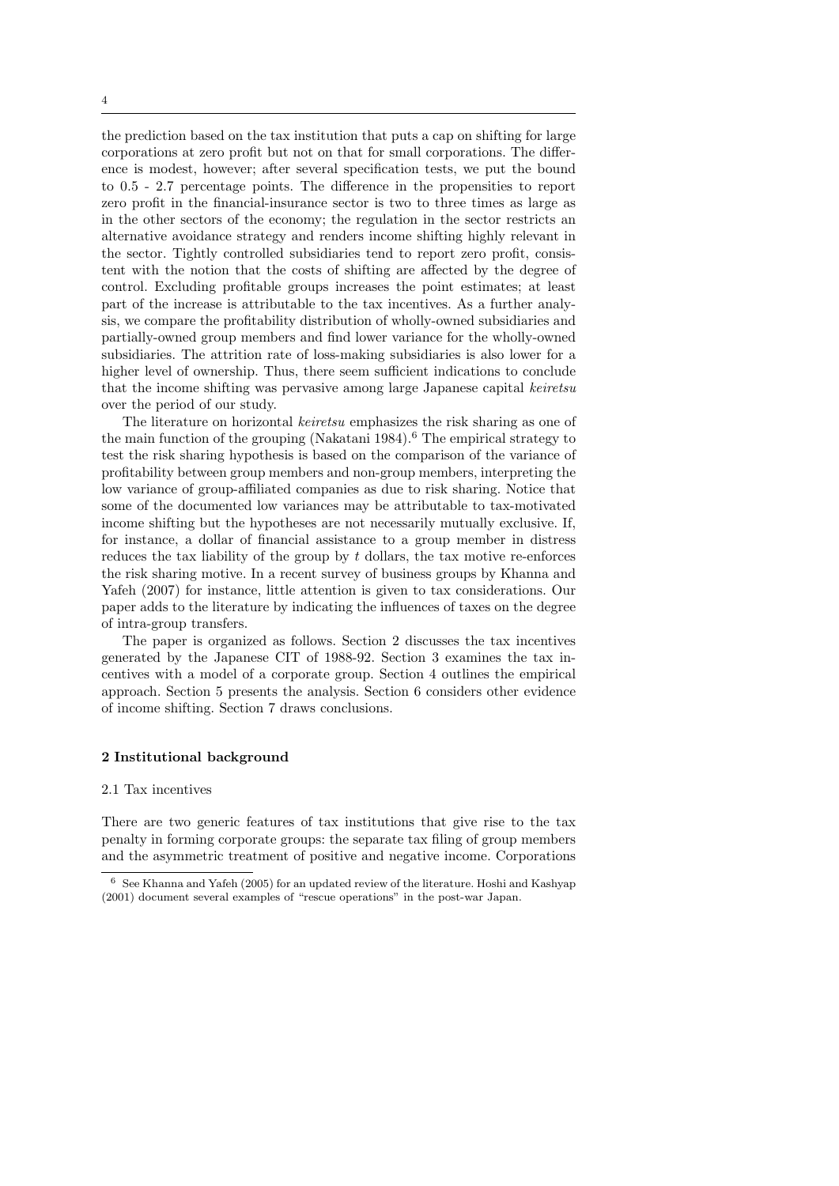the prediction based on the tax institution that puts a cap on shifting for large corporations at zero profit but not on that for small corporations. The difference is modest, however; after several specification tests, we put the bound to 0.5 - 2.7 percentage points. The difference in the propensities to report zero profit in the financial-insurance sector is two to three times as large as in the other sectors of the economy; the regulation in the sector restricts an alternative avoidance strategy and renders income shifting highly relevant in the sector. Tightly controlled subsidiaries tend to report zero profit, consistent with the notion that the costs of shifting are affected by the degree of control. Excluding profitable groups increases the point estimates; at least part of the increase is attributable to the tax incentives. As a further analysis, we compare the profitability distribution of wholly-owned subsidiaries and partially-owned group members and find lower variance for the wholly-owned subsidiaries. The attrition rate of loss-making subsidiaries is also lower for a higher level of ownership. Thus, there seem sufficient indications to conclude that the income shifting was pervasive among large Japanese capital *keiretsu* over the period of our study.

The literature on horizontal *keiretsu* emphasizes the risk sharing as one of the main function of the grouping (Nakatani 1984).[6] The empirical strategy to test the risk sharing hypothesis is based on the comparison of the variance of profitability between group members and non-group members, interpreting the low variance of group-affiliated companies as due to risk sharing. Notice that some of the documented low variances may be attributable to tax-motivated income shifting but the hypotheses are not necessarily mutually exclusive. If, for instance, a dollar of financial assistance to a group member in distress reduces the tax liability of the group by $t$ dollars, the tax motive re-enforces the risk sharing motive. In a recent survey of business groups by Khanna and Yafeh (2007) for instance, little attention is given to tax considerations. Our paper adds to the literature by indicating the influences of taxes on the degree of intra-group transfers.

The paper is organized as follows. Section 2 discusses the tax incentives generated by the Japanese CIT of 1988-92. Section 3 examines the tax incentives with a model of a corporate group. Section 4 outlines the empirical approach. Section 5 presents the analysis. Section 6 considers other evidence of income shifting. Section 7 draws conclusions.

## 2 Institutional background

### 2.1 Tax incentives

There are two generic features of tax institutions that give rise to the tax penalty in forming corporate groups: the separate tax filing of group members and the asymmetric treatment of positive and negative income. Corporations

[6] See Khanna and Yafeh (2005) for an updated review of the literature. Hoshi and Kashyap (2001) document several examples of "rescue operations" in the post-war Japan.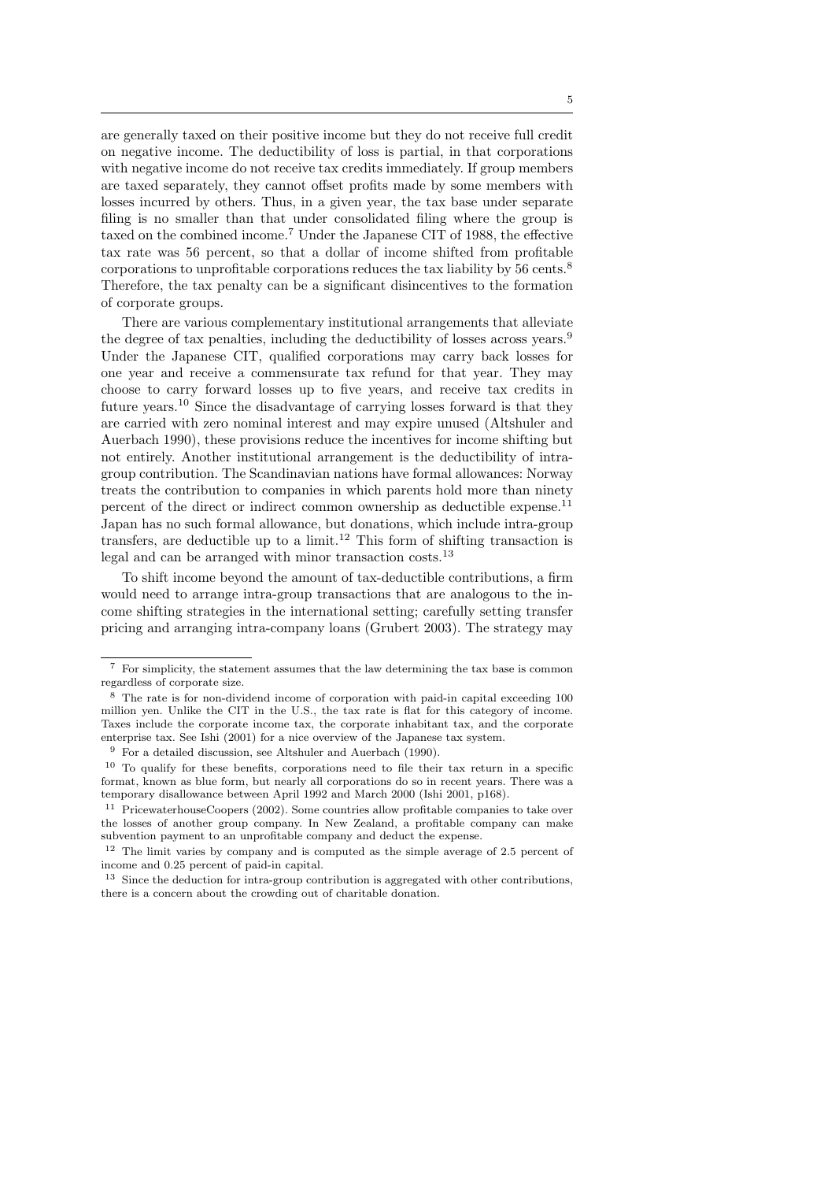are generally taxed on their positive income but they do not receive full credit on negative income. The deductibility of loss is partial, in that corporations with negative income do not receive tax credits immediately. If group members are taxed separately, they cannot offset profits made by some members with losses incurred by others. Thus, in a given year, the tax base under separate filing is no smaller than that under consolidated filing where the group is taxed on the combined income.[7] Under the Japanese CIT of 1988, the effective tax rate was 56 percent, so that a dollar of income shifted from profitable corporations to unprofitable corporations reduces the tax liability by 56 cents.[8] Therefore, the tax penalty can be a significant disincentives to the formation of corporate groups.

There are various complementary institutional arrangements that alleviate the degree of tax penalties, including the deductibility of losses across years.[9] Under the Japanese CIT, qualified corporations may carry back losses for one year and receive a commensurate tax refund for that year. They may choose to carry forward losses up to five years, and receive tax credits in future years.[10] Since the disadvantage of carrying losses forward is that they are carried with zero nominal interest and may expire unused (Altshuler and Auerbach 1990), these provisions reduce the incentives for income shifting but not entirely. Another institutional arrangement is the deductibility of intra-group contribution. The Scandinavian nations have formal allowances: Norway treats the contribution to companies in which parents hold more than ninety percent of the direct or indirect common ownership as deductible expense.[11] Japan has no such formal allowance, but donations, which include intra-group transfers, are deductible up to a limit.[12] This form of shifting transaction is legal and can be arranged with minor transaction costs.[13]

To shift income beyond the amount of tax-deductible contributions, a firm would need to arrange intra-group transactions that are analogous to the income shifting strategies in the international setting; carefully setting transfer pricing and arranging intra-company loans (Grubert 2003). The strategy may

---

[7] For simplicity, the statement assumes that the law determining the tax base is common regardless of corporate size.

[8] The rate is for non-dividend income of corporation with paid-in capital exceeding 100 million yen. Unlike the CIT in the U.S., the tax rate is flat for this category of income. Taxes include the corporate income tax, the corporate inhabitant tax, and the corporate enterprise tax. See Ishi (2001) for a nice overview of the Japanese tax system.

[9] For a detailed discussion, see Altshuler and Auerbach (1990).

[10] To qualify for these benefits, corporations need to file their tax return in a specific format, known as blue form, but nearly all corporations do so in recent years. There was a temporary disallowance between April 1992 and March 2000 (Ishi 2001, p168).

[11] PricewaterhouseCoopers (2002). Some countries allow profitable companies to take over the losses of another group company. In New Zealand, a profitable company can make subvention payment to an unprofitable company and deduct the expense.

[12] The limit varies by company and is computed as the simple average of 2.5 percent of income and 0.25 percent of paid-in capital.

[13] Since the deduction for intra-group contribution is aggregated with other contributions, there is a concern about the crowding out of charitable donation.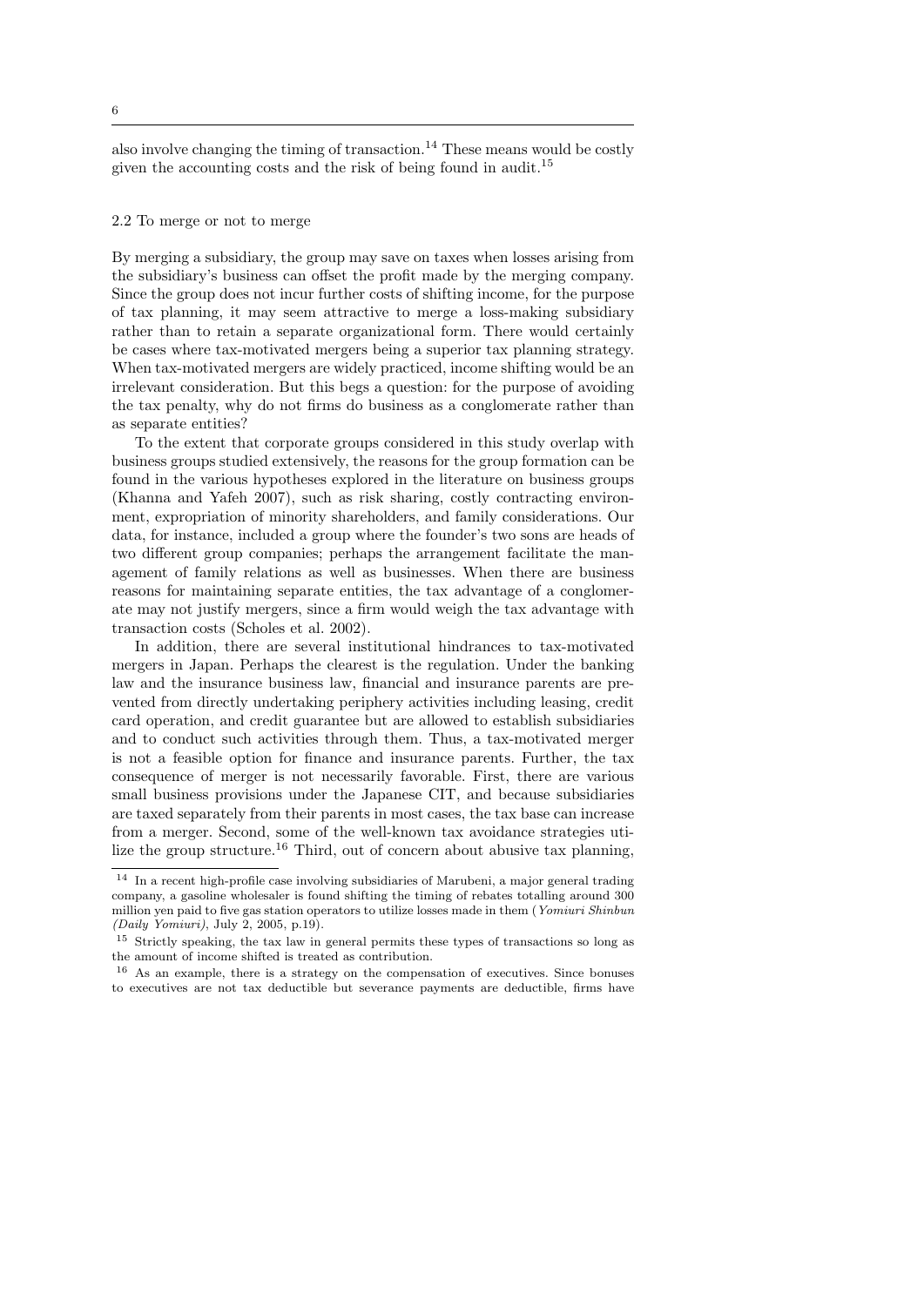also involve changing the timing of transaction.[14] These means would be costly given the accounting costs and the risk of being found in audit.[15]

### 2.2 To merge or not to merge

By merging a subsidiary, the group may save on taxes when losses arising from the subsidiary's business can offset the profit made by the merging company. Since the group does not incur further costs of shifting income, for the purpose of tax planning, it may seem attractive to merge a loss-making subsidiary rather than to retain a separate organizational form. There would certainly be cases where tax-motivated mergers being a superior tax planning strategy. When tax-motivated mergers are widely practiced, income shifting would be an irrelevant consideration. But this begs a question: for the purpose of avoiding the tax penalty, why do not firms do business as a conglomerate rather than as separate entities?

To the extent that corporate groups considered in this study overlap with business groups studied extensively, the reasons for the group formation can be found in the various hypotheses explored in the literature on business groups (Khanna and Yafeh 2007), such as risk sharing, costly contracting environment, expropriation of minority shareholders, and family considerations. Our data, for instance, included a group where the founder's two sons are heads of two different group companies; perhaps the arrangement facilitate the management of family relations as well as businesses. When there are business reasons for maintaining separate entities, the tax advantage of a conglomerate may not justify mergers, since a firm would weigh the tax advantage with transaction costs (Scholes et al. 2002).

In addition, there are several institutional hindrances to tax-motivated mergers in Japan. Perhaps the clearest is the regulation. Under the banking law and the insurance business law, financial and insurance parents are prevented from directly undertaking periphery activities including leasing, credit card operation, and credit guarantee but are allowed to establish subsidiaries and to conduct such activities through them. Thus, a tax-motivated merger is not a feasible option for finance and insurance parents. Further, the tax consequence of merger is not necessarily favorable. First, there are various small business provisions under the Japanese CIT, and because subsidiaries are taxed separately from their parents in most cases, the tax base can increase from a merger. Second, some of the well-known tax avoidance strategies utilize the group structure.[16] Third, out of concern about abusive tax planning,

---

[14] In a recent high-profile case involving subsidiaries of Marubeni, a major general trading company, a gasoline wholesaler is found shifting the timing of rebates totalling around 300 million yen paid to five gas station operators to utilize losses made in them (*Yomiuri Shinbun (Daily Yomiuri)*, July 2, 2005, p.19).

[15] Strictly speaking, the tax law in general permits these types of transactions so long as the amount of income shifted is treated as contribution.

[16] As an example, there is a strategy on the compensation of executives. Since bonuses to executives are not tax deductible but severance payments are deductible, firms have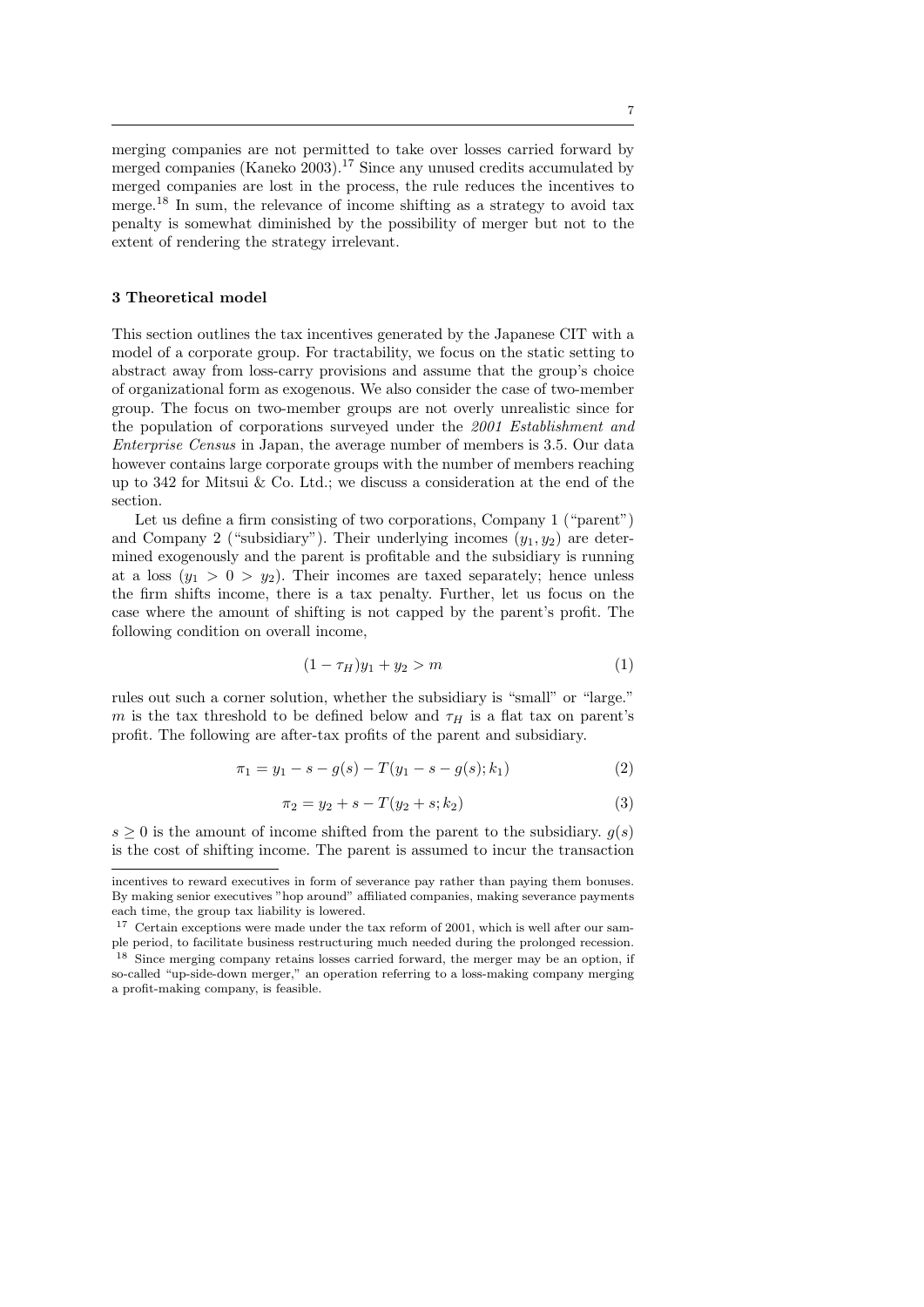merging companies are not permitted to take over losses carried forward by merged companies (Kaneko 2003).[17] Since any unused credits accumulated by merged companies are lost in the process, the rule reduces the incentives to merge.[18] In sum, the relevance of income shifting as a strategy to avoid tax penalty is somewhat diminished by the possibility of merger but not to the extent of rendering the strategy irrelevant.

## 3 Theoretical model

This section outlines the tax incentives generated by the Japanese CIT with a model of a corporate group. For tractability, we focus on the static setting to abstract away from loss-carry provisions and assume that the group's choice of organizational form as exogenous. We also consider the case of two-member group. The focus on two-member groups are not overly unrealistic since for the population of corporations surveyed under the *2001 Establishment and Enterprise Census* in Japan, the average number of members is 3.5. Our data however contains large corporate groups with the number of members reaching up to 342 for Mitsui & Co. Ltd.; we discuss a consideration at the end of the section.

Let us define a firm consisting of two corporations, Company 1 ("parent") and Company 2 ("subsidiary"). Their underlying incomes $(y_1, y_2)$ are determined exogenously and the parent is profitable and the subsidiary is running at a loss $(y_1 > 0 > y_2)$. Their incomes are taxed separately; hence unless the firm shifts income, there is a tax penalty. Further, let us focus on the case where the amount of shifting is not capped by the parent's profit. The following condition on overall income,

$$(1 - \tau_H)y_1 + y_2 > m \tag{1}$$

rules out such a corner solution, whether the subsidiary is "small" or "large." $m$ is the tax threshold to be defined below and $\tau_H$ is a flat tax on parent's profit. The following are after-tax profits of the parent and subsidiary.

$$\pi_1 = y_1 - s - g(s) - T(y_1 - s - g(s); k_1) \tag{2}$$

$$\pi_2 = y_2 + s - T(y_2 + s; k_2) \tag{3}$$

$s \geq 0$ is the amount of income shifted from the parent to the subsidiary. $g(s)$ is the cost of shifting income. The parent is assumed to incur the transaction

---

incentives to reward executives in form of severance pay rather than paying them bonuses. By making senior executives "hop around" affiliated companies, making severance payments each time, the group tax liability is lowered.

[17] Certain exceptions were made under the tax reform of 2001, which is well after our sample period, to facilitate business restructuring much needed during the prolonged recession.

[18] Since merging company retains losses carried forward, the merger may be an option, if so-called "up-side-down merger," an operation referring to a loss-making company merging a profit-making company, is feasible.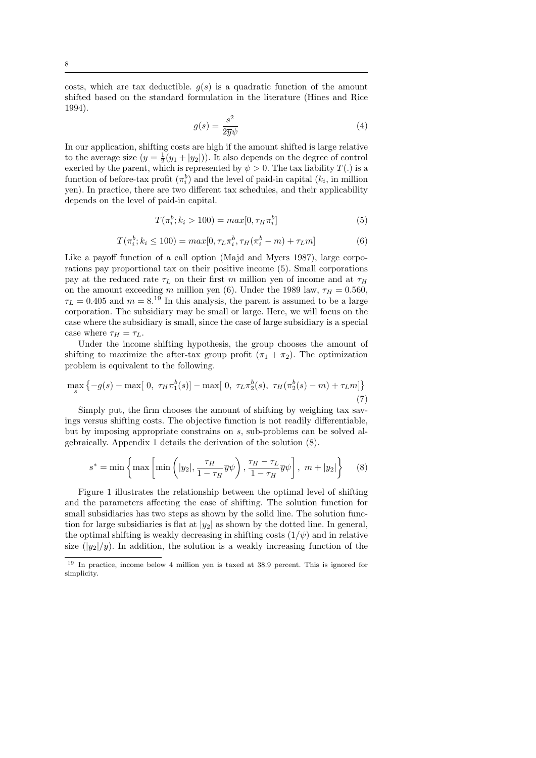costs, which are tax deductible. $g(s)$ is a quadratic function of the amount shifted based on the standard formulation in the literature (Hines and Rice 1994).

$$g(s) = \frac{s^2}{2\overline{y}\psi} \tag{4}$$

In our application, shifting costs are high if the amount shifted is large relative to the average size ($y = \frac{1}{2}(y_1 + |y_2|)$). It also depends on the degree of control exerted by the parent, which is represented by $\psi > 0$. The tax liability $T(.)$ is a function of before-tax profit ($\pi_i^b$) and the level of paid-in capital ($k_i$, in million yen). In practice, there are two different tax schedules, and their applicability depends on the level of paid-in capital.

$$T(\pi_i^b; k_i > 100) = max[0, \tau_H \pi_i^b] \tag{5}$$

$$T(\pi_i^b; k_i \leq 100) = max[0, \tau_L \pi_i^b, \tau_H(\pi_i^b - m) + \tau_L m] \tag{6}$$

Like a payoff function of a call option (Majd and Myers 1987), large corporations pay proportional tax on their positive income (5). Small corporations pay at the reduced rate $\tau_L$ on their first $m$ million yen of income and at $\tau_H$ on the amount exceeding $m$ million yen (6). Under the 1989 law, $\tau_H = 0.560$, $\tau_L = 0.405$ and $m = 8$.[19] In this analysis, the parent is assumed to be a large corporation. The subsidiary may be small or large. Here, we will focus on the case where the subsidiary is small, since the case of large subsidiary is a special case where $\tau_H = \tau_L$.

Under the income shifting hypothesis, the group chooses the amount of shifting to maximize the after-tax group profit ($\pi_1 + \pi_2$). The optimization problem is equivalent to the following.

$$\max_s \left\{ -g(s) - \max[\ 0,\ \tau_H \pi_1^b(s)] - \max[\ 0,\ \tau_L \pi_2^b(s),\ \tau_H(\pi_2^b(s) - m) + \tau_L m] \right\} \tag{7}$$

Simply put, the firm chooses the amount of shifting by weighing tax savings versus shifting costs. The objective function is not readily differentiable, but by imposing appropriate constrains on $s$, sub-problems can be solved algebraically. Appendix 1 details the derivation of the solution (8).

$$s^* = \min \left\{ \max \left[ \min \left( |y_2|, \frac{\tau_H}{1 - \tau_H} \overline{y}\psi \right), \frac{\tau_H - \tau_L}{1 - \tau_H} \overline{y}\psi \right],\ m + |y_2| \right\} \tag{8}$$

Figure 1 illustrates the relationship between the optimal level of shifting and the parameters affecting the ease of shifting. The solution function for small subsidiaries has two steps as shown by the solid line. The solution function for large subsidiaries is flat at $|y_2|$ as shown by the dotted line. In general, the optimal shifting is weakly decreasing in shifting costs ($1/\psi$) and in relative size ($|y_2|/\overline{y}$). In addition, the solution is a weakly increasing function of the

[19] In practice, income below 4 million yen is taxed at 38.9 percent. This is ignored for simplicity.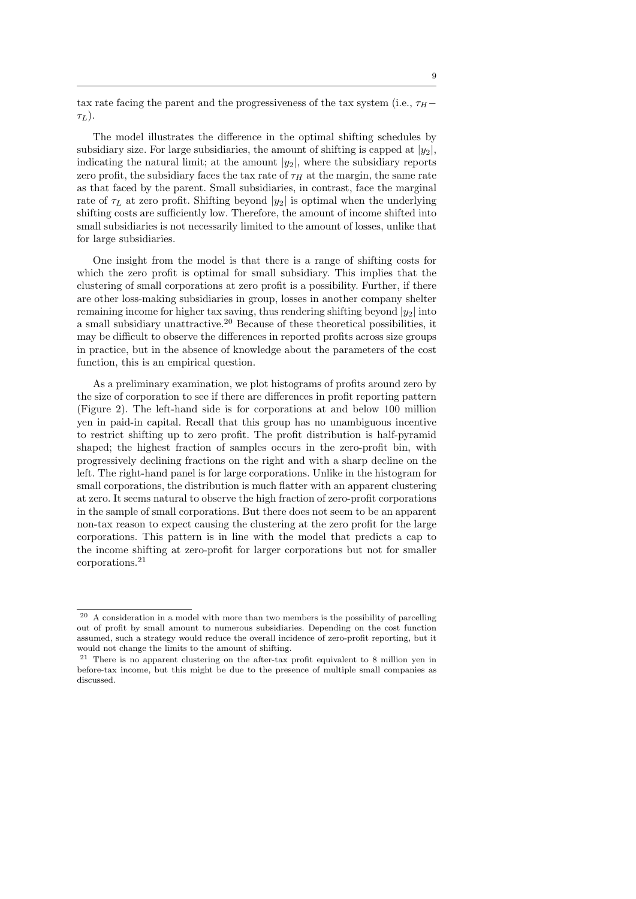tax rate facing the parent and the progressiveness of the tax system (i.e., $\tau_H - \tau_L$).

The model illustrates the difference in the optimal shifting schedules by subsidiary size. For large subsidiaries, the amount of shifting is capped at $|y_2|$, indicating the natural limit; at the amount $|y_2|$, where the subsidiary reports zero profit, the subsidiary faces the tax rate of $\tau_H$ at the margin, the same rate as that faced by the parent. Small subsidiaries, in contrast, face the marginal rate of $\tau_L$ at zero profit. Shifting beyond $|y_2|$ is optimal when the underlying shifting costs are sufficiently low. Therefore, the amount of income shifted into small subsidiaries is not necessarily limited to the amount of losses, unlike that for large subsidiaries.

One insight from the model is that there is a range of shifting costs for which the zero profit is optimal for small subsidiary. This implies that the clustering of small corporations at zero profit is a possibility. Further, if there are other loss-making subsidiaries in group, losses in another company shelter remaining income for higher tax saving, thus rendering shifting beyond $|y_2|$ into a small subsidiary unattractive.[20] Because of these theoretical possibilities, it may be difficult to observe the differences in reported profits across size groups in practice, but in the absence of knowledge about the parameters of the cost function, this is an empirical question.

As a preliminary examination, we plot histograms of profits around zero by the size of corporation to see if there are differences in profit reporting pattern (Figure 2). The left-hand side is for corporations at and below 100 million yen in paid-in capital. Recall that this group has no unambiguous incentive to restrict shifting up to zero profit. The profit distribution is half-pyramid shaped; the highest fraction of samples occurs in the zero-profit bin, with progressively declining fractions on the right and with a sharp decline on the left. The right-hand panel is for large corporations. Unlike in the histogram for small corporations, the distribution is much flatter with an apparent clustering at zero. It seems natural to observe the high fraction of zero-profit corporations in the sample of small corporations. But there does not seem to be an apparent non-tax reason to expect causing the clustering at the zero profit for the large corporations. This pattern is in line with the model that predicts a cap to the income shifting at zero-profit for larger corporations but not for smaller corporations.[21]

---

[20] A consideration in a model with more than two members is the possibility of parcelling out of profit by small amount to numerous subsidiaries. Depending on the cost function assumed, such a strategy would reduce the overall incidence of zero-profit reporting, but it would not change the limits to the amount of shifting.

[21] There is no apparent clustering on the after-tax profit equivalent to 8 million yen in before-tax income, but this might be due to the presence of multiple small companies as discussed.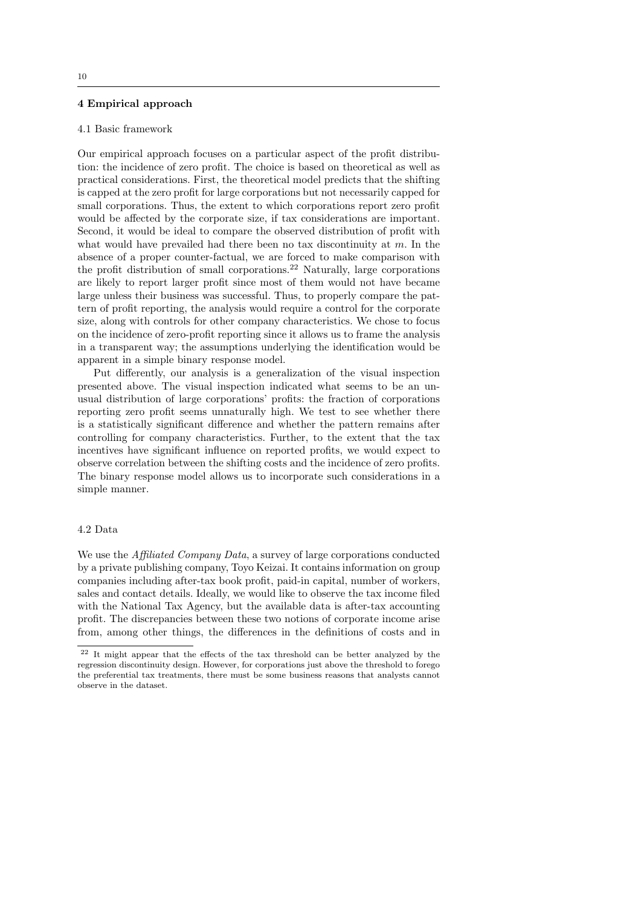## 4 Empirical approach

### 4.1 Basic framework

Our empirical approach focuses on a particular aspect of the profit distribution: the incidence of zero profit. The choice is based on theoretical as well as practical considerations. First, the theoretical model predicts that the shifting is capped at the zero profit for large corporations but not necessarily capped for small corporations. Thus, the extent to which corporations report zero profit would be affected by the corporate size, if tax considerations are important. Second, it would be ideal to compare the observed distribution of profit with what would have prevailed had there been no tax discontinuity at $m$. In the absence of a proper counter-factual, we are forced to make comparison with the profit distribution of small corporations.[22] Naturally, large corporations are likely to report larger profit since most of them would not have became large unless their business was successful. Thus, to properly compare the pattern of profit reporting, the analysis would require a control for the corporate size, along with controls for other company characteristics. We chose to focus on the incidence of zero-profit reporting since it allows us to frame the analysis in a transparent way; the assumptions underlying the identification would be apparent in a simple binary response model.

Put differently, our analysis is a generalization of the visual inspection presented above. The visual inspection indicated what seems to be an unusual distribution of large corporations' profits: the fraction of corporations reporting zero profit seems unnaturally high. We test to see whether there is a statistically significant difference and whether the pattern remains after controlling for company characteristics. Further, to the extent that the tax incentives have significant influence on reported profits, we would expect to observe correlation between the shifting costs and the incidence of zero profits. The binary response model allows us to incorporate such considerations in a simple manner.

### 4.2 Data

We use the *Affiliated Company Data*, a survey of large corporations conducted by a private publishing company, Toyo Keizai. It contains information on group companies including after-tax book profit, paid-in capital, number of workers, sales and contact details. Ideally, we would like to observe the tax income filed with the National Tax Agency, but the available data is after-tax accounting profit. The discrepancies between these two notions of corporate income arise from, among other things, the differences in the definitions of costs and in

[22] It might appear that the effects of the tax threshold can be better analyzed by the regression discontinuity design. However, for corporations just above the threshold to forego the preferential tax treatments, there must be some business reasons that analysts cannot observe in the dataset.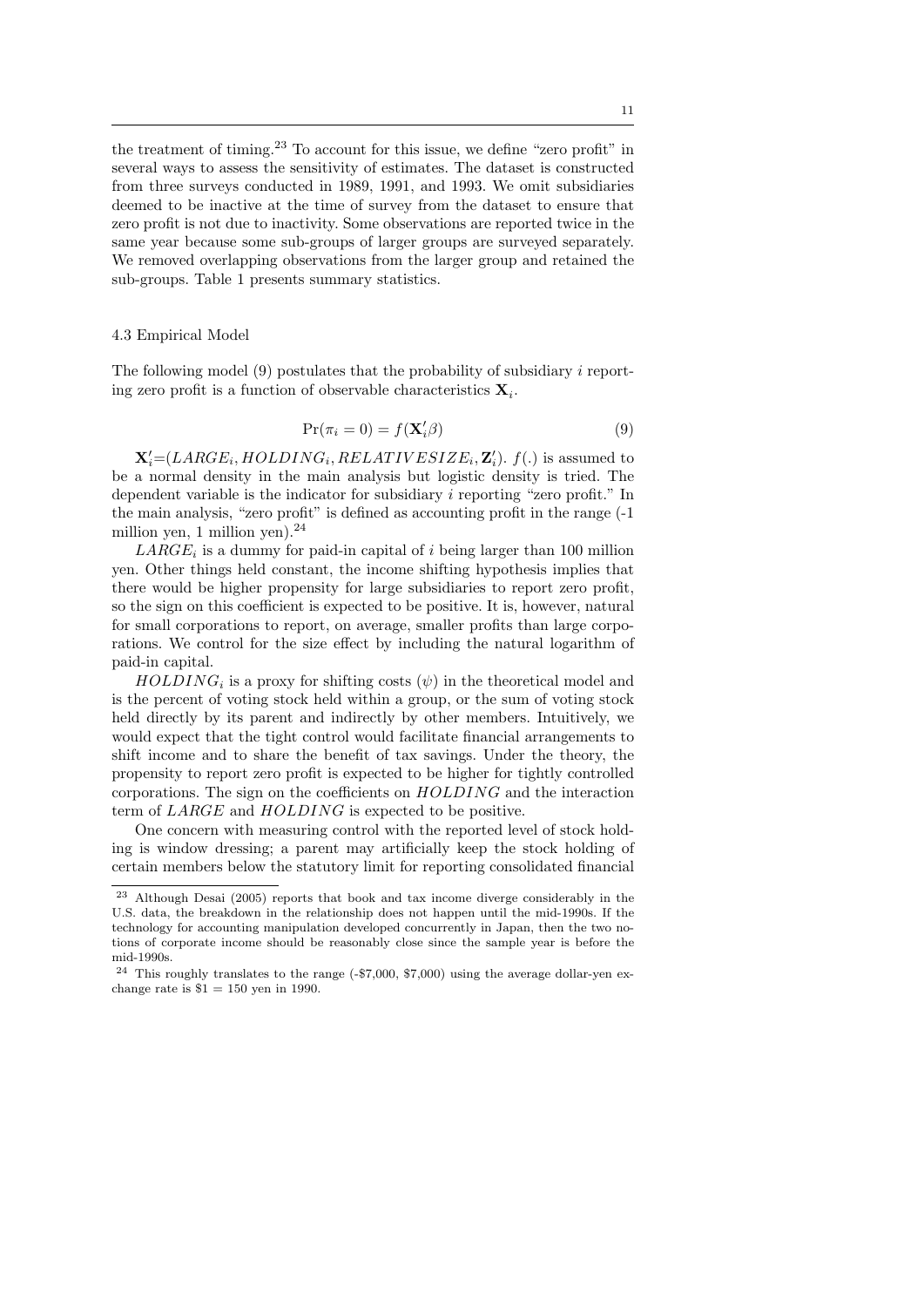the treatment of timing.[23] To account for this issue, we define "zero profit" in several ways to assess the sensitivity of estimates. The dataset is constructed from three surveys conducted in 1989, 1991, and 1993. We omit subsidiaries deemed to be inactive at the time of survey from the dataset to ensure that zero profit is not due to inactivity. Some observations are reported twice in the same year because some sub-groups of larger groups are surveyed separately. We removed overlapping observations from the larger group and retained the sub-groups. Table 1 presents summary statistics.

### 4.3 Empirical Model

The following model (9) postulates that the probability of subsidiary $i$ reporting zero profit is a function of observable characteristics $\mathbf{X}_i$.

$$\Pr(\pi_i = 0) = f(\mathbf{X}_i'\beta) \tag{9}$$

$\mathbf{X}_i'$=$(LARGE_i, HOLDING_i, RELATIVESIZE_i, \mathbf{Z}_i')$. $f(.)$ is assumed to be a normal density in the main analysis but logistic density is tried. The dependent variable is the indicator for subsidiary $i$ reporting "zero profit." In the main analysis, "zero profit" is defined as accounting profit in the range (-1 million yen, 1 million yen).[24]

$LARGE_i$ is a dummy for paid-in capital of $i$ being larger than 100 million yen. Other things held constant, the income shifting hypothesis implies that there would be higher propensity for large subsidiaries to report zero profit, so the sign on this coefficient is expected to be positive. It is, however, natural for small corporations to report, on average, smaller profits than large corporations. We control for the size effect by including the natural logarithm of paid-in capital.

$HOLDING_i$ is a proxy for shifting costs ($\psi$) in the theoretical model and is the percent of voting stock held within a group, or the sum of voting stock held directly by its parent and indirectly by other members. Intuitively, we would expect that the tight control would facilitate financial arrangements to shift income and to share the benefit of tax savings. Under the theory, the propensity to report zero profit is expected to be higher for tightly controlled corporations. The sign on the coefficients on $HOLDING$ and the interaction term of $LARGE$ and $HOLDING$ is expected to be positive.

One concern with measuring control with the reported level of stock holding is window dressing; a parent may artificially keep the stock holding of certain members below the statutory limit for reporting consolidated financial

---

[23] Although Desai (2005) reports that book and tax income diverge considerably in the U.S. data, the breakdown in the relationship does not happen until the mid-1990s. If the technology for accounting manipulation developed concurrently in Japan, then the two notions of corporate income should be reasonably close since the sample year is before the mid-1990s.

[24] This roughly translates to the range (-\$7,000, \$7,000) using the average dollar-yen exchange rate is \$1 = 150 yen in 1990.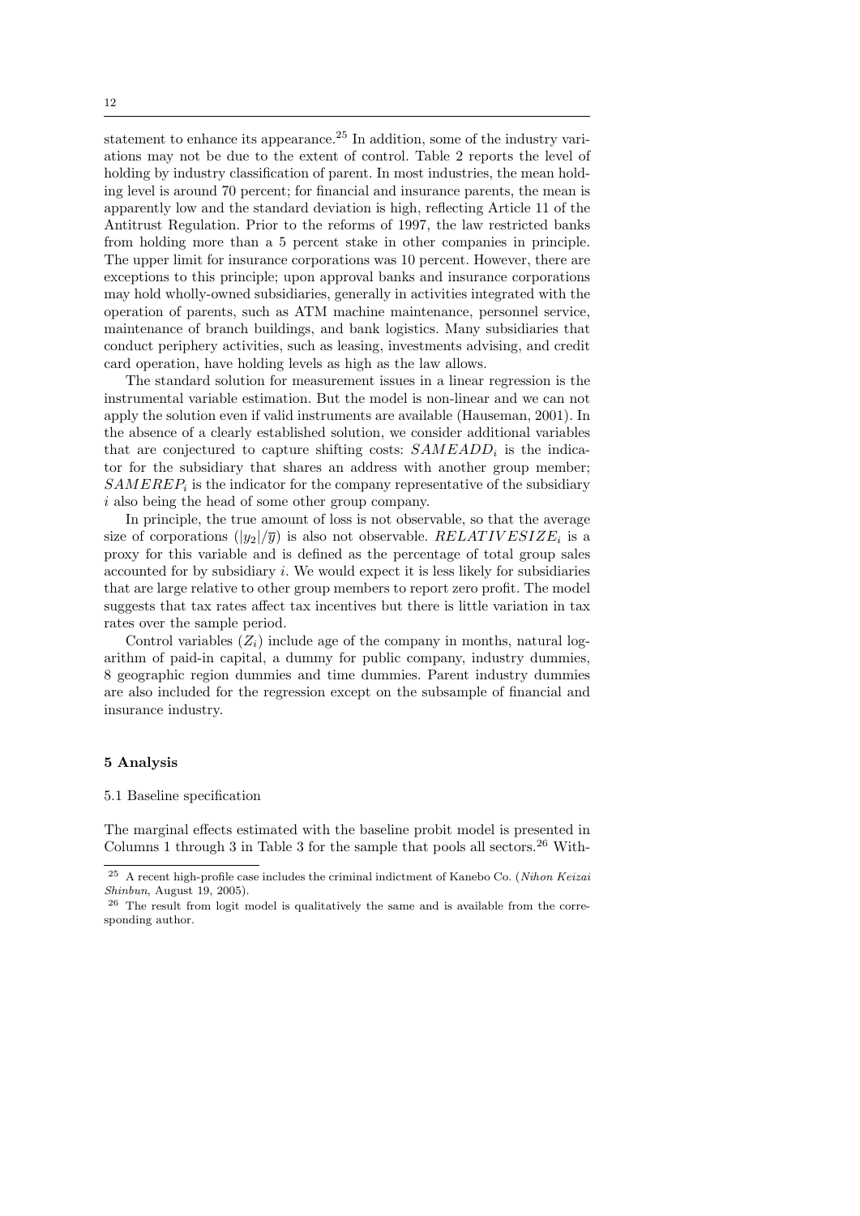statement to enhance its appearance.[25] In addition, some of the industry variations may not be due to the extent of control. Table 2 reports the level of holding by industry classification of parent. In most industries, the mean holding level is around 70 percent; for financial and insurance parents, the mean is apparently low and the standard deviation is high, reflecting Article 11 of the Antitrust Regulation. Prior to the reforms of 1997, the law restricted banks from holding more than a 5 percent stake in other companies in principle. The upper limit for insurance corporations was 10 percent. However, there are exceptions to this principle; upon approval banks and insurance corporations may hold wholly-owned subsidiaries, generally in activities integrated with the operation of parents, such as ATM machine maintenance, personnel service, maintenance of branch buildings, and bank logistics. Many subsidiaries that conduct periphery activities, such as leasing, investments advising, and credit card operation, have holding levels as high as the law allows.

The standard solution for measurement issues in a linear regression is the instrumental variable estimation. But the model is non-linear and we can not apply the solution even if valid instruments are available (Hauseman, 2001). In the absence of a clearly established solution, we consider additional variables that are conjectured to capture shifting costs: $SAMEADD_i$ is the indicator for the subsidiary that shares an address with another group member; $SAMEREP_i$ is the indicator for the company representative of the subsidiary $i$ also being the head of some other group company.

In principle, the true amount of loss is not observable, so that the average size of corporations ($|y_2|/\overline{y}$) is also not observable. $RELATIVESIZE_i$ is a proxy for this variable and is defined as the percentage of total group sales accounted for by subsidiary $i$. We would expect it is less likely for subsidiaries that are large relative to other group members to report zero profit. The model suggests that tax rates affect tax incentives but there is little variation in tax rates over the sample period.

Control variables ($Z_i$) include age of the company in months, natural logarithm of paid-in capital, a dummy for public company, industry dummies, 8 geographic region dummies and time dummies. Parent industry dummies are also included for the regression except on the subsample of financial and insurance industry.

## 5 Analysis

### 5.1 Baseline specification

The marginal effects estimated with the baseline probit model is presented in Columns 1 through 3 in Table 3 for the sample that pools all sectors.[26] With-

---

[25] A recent high-profile case includes the criminal indictment of Kanebo Co. (*Nihon Keizai Shinbun*, August 19, 2005).

[26] The result from logit model is qualitatively the same and is available from the corresponding author.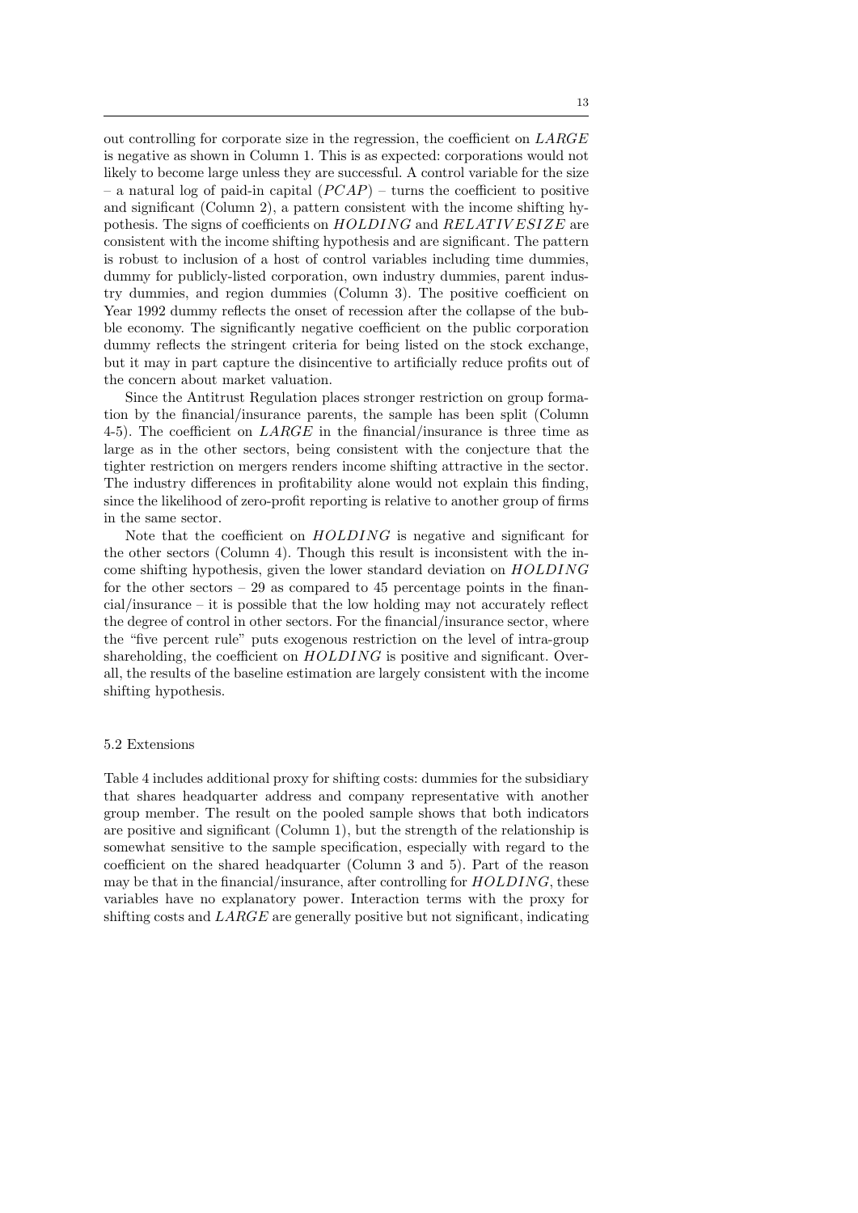out controlling for corporate size in the regression, the coefficient on $LARGE$ is negative as shown in Column 1. This is as expected: corporations would not likely to become large unless they are successful. A control variable for the size – a natural log of paid-in capital ($PCAP$) – turns the coefficient to positive and significant (Column 2), a pattern consistent with the income shifting hypothesis. The signs of coefficients on $HOLDING$ and $RELATIVESIZE$ are consistent with the income shifting hypothesis and are significant. The pattern is robust to inclusion of a host of control variables including time dummies, dummy for publicly-listed corporation, own industry dummies, parent industry dummies, and region dummies (Column 3). The positive coefficient on Year 1992 dummy reflects the onset of recession after the collapse of the bubble economy. The significantly negative coefficient on the public corporation dummy reflects the stringent criteria for being listed on the stock exchange, but it may in part capture the disincentive to artificially reduce profits out of the concern about market valuation.

Since the Antitrust Regulation places stronger restriction on group formation by the financial/insurance parents, the sample has been split (Column 4-5). The coefficient on $LARGE$ in the financial/insurance is three time as large as in the other sectors, being consistent with the conjecture that the tighter restriction on mergers renders income shifting attractive in the sector. The industry differences in profitability alone would not explain this finding, since the likelihood of zero-profit reporting is relative to another group of firms in the same sector.

Note that the coefficient on $HOLDING$ is negative and significant for the other sectors (Column 4). Though this result is inconsistent with the income shifting hypothesis, given the lower standard deviation on $HOLDING$ for the other sectors – 29 as compared to 45 percentage points in the financial/insurance – it is possible that the low holding may not accurately reflect the degree of control in other sectors. For the financial/insurance sector, where the "five percent rule" puts exogenous restriction on the level of intra-group shareholding, the coefficient on $HOLDING$ is positive and significant. Overall, the results of the baseline estimation are largely consistent with the income shifting hypothesis.

### 5.2 Extensions

Table 4 includes additional proxy for shifting costs: dummies for the subsidiary that shares headquarter address and company representative with another group member. The result on the pooled sample shows that both indicators are positive and significant (Column 1), but the strength of the relationship is somewhat sensitive to the sample specification, especially with regard to the coefficient on the shared headquarter (Column 3 and 5). Part of the reason may be that in the financial/insurance, after controlling for $HOLDING$, these variables have no explanatory power. Interaction terms with the proxy for shifting costs and $LARGE$ are generally positive but not significant, indicating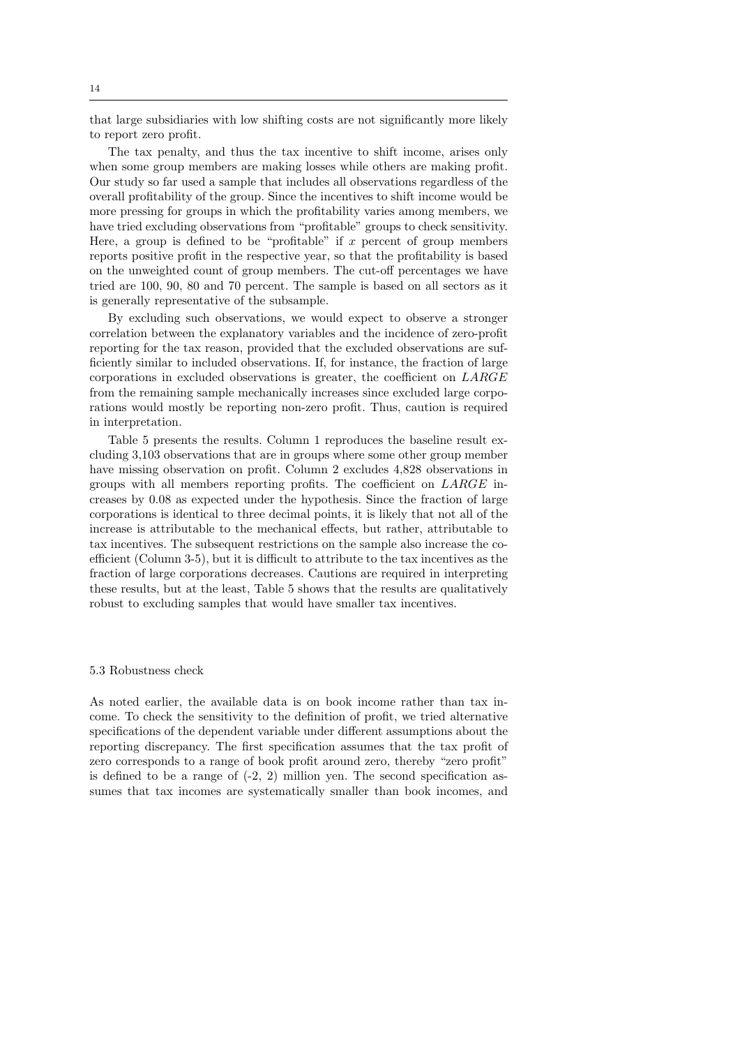that large subsidiaries with low shifting costs are not significantly more likely to report zero profit.

The tax penalty, and thus the tax incentive to shift income, arises only when some group members are making losses while others are making profit. Our study so far used a sample that includes all observations regardless of the overall profitability of the group. Since the incentives to shift income would be more pressing for groups in which the profitability varies among members, we have tried excluding observations from "profitable" groups to check sensitivity. Here, a group is defined to be "profitable" if $x$ percent of group members reports positive profit in the respective year, so that the profitability is based on the unweighted count of group members. The cut-off percentages we have tried are 100, 90, 80 and 70 percent. The sample is based on all sectors as it is generally representative of the subsample.

By excluding such observations, we would expect to observe a stronger correlation between the explanatory variables and the incidence of zero-profit reporting for the tax reason, provided that the excluded observations are sufficiently similar to included observations. If, for instance, the fraction of large corporations in excluded observations is greater, the coefficient on *LARGE* from the remaining sample mechanically increases since excluded large corporations would mostly be reporting non-zero profit. Thus, caution is required in interpretation.

Table 5 presents the results. Column 1 reproduces the baseline result excluding 3,103 observations that are in groups where some other group member have missing observation on profit. Column 2 excludes 4,828 observations in groups with all members reporting profits. The coefficient on *LARGE* increases by 0.08 as expected under the hypothesis. Since the fraction of large corporations is identical to three decimal points, it is likely that not all of the increase is attributable to the mechanical effects, but rather, attributable to tax incentives. The subsequent restrictions on the sample also increase the coefficient (Column 3-5), but it is difficult to attribute to the tax incentives as the fraction of large corporations decreases. Cautions are required in interpreting these results, but at the least, Table 5 shows that the results are qualitatively robust to excluding samples that would have smaller tax incentives.

### 5.3 Robustness check

As noted earlier, the available data is on book income rather than tax income. To check the sensitivity to the definition of profit, we tried alternative specifications of the dependent variable under different assumptions about the reporting discrepancy. The first specification assumes that the tax profit of zero corresponds to a range of book profit around zero, thereby "zero profit" is defined to be a range of (-2, 2) million yen. The second specification assumes that tax incomes are systematically smaller than book incomes, and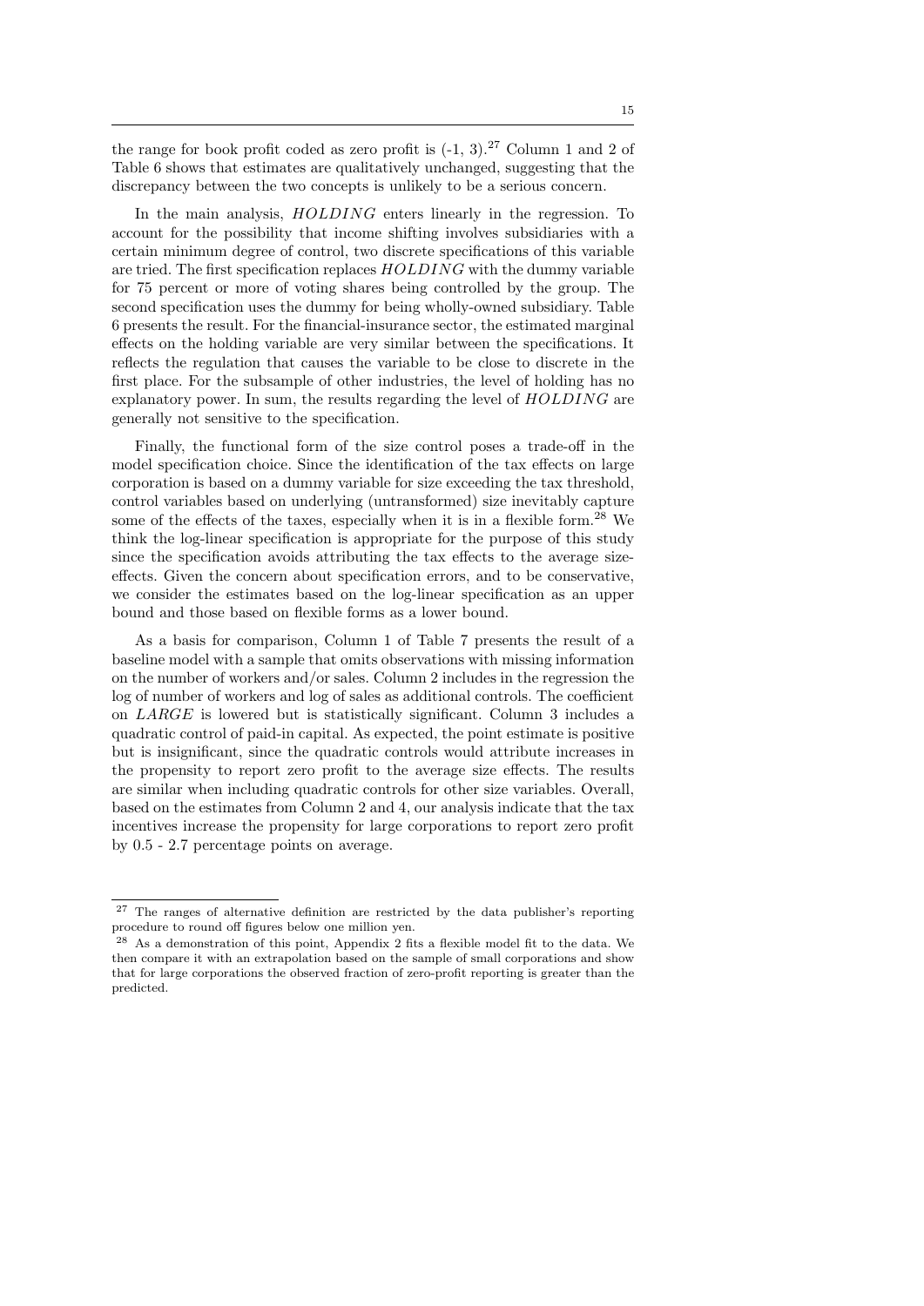the range for book profit coded as zero profit is (-1, 3).[27] Column 1 and 2 of Table 6 shows that estimates are qualitatively unchanged, suggesting that the discrepancy between the two concepts is unlikely to be a serious concern.

In the main analysis, *HOLDING* enters linearly in the regression. To account for the possibility that income shifting involves subsidiaries with a certain minimum degree of control, two discrete specifications of this variable are tried. The first specification replaces *HOLDING* with the dummy variable for 75 percent or more of voting shares being controlled by the group. The second specification uses the dummy for being wholly-owned subsidiary. Table 6 presents the result. For the financial-insurance sector, the estimated marginal effects on the holding variable are very similar between the specifications. It reflects the regulation that causes the variable to be close to discrete in the first place. For the subsample of other industries, the level of holding has no explanatory power. In sum, the results regarding the level of *HOLDING* are generally not sensitive to the specification.

Finally, the functional form of the size control poses a trade-off in the model specification choice. Since the identification of the tax effects on large corporation is based on a dummy variable for size exceeding the tax threshold, control variables based on underlying (untransformed) size inevitably capture some of the effects of the taxes, especially when it is in a flexible form.[28] We think the log-linear specification is appropriate for the purpose of this study since the specification avoids attributing the tax effects to the average size-effects. Given the concern about specification errors, and to be conservative, we consider the estimates based on the log-linear specification as an upper bound and those based on flexible forms as a lower bound.

As a basis for comparison, Column 1 of Table 7 presents the result of a baseline model with a sample that omits observations with missing information on the number of workers and/or sales. Column 2 includes in the regression the log of number of workers and log of sales as additional controls. The coefficient on *LARGE* is lowered but is statistically significant. Column 3 includes a quadratic control of paid-in capital. As expected, the point estimate is positive but is insignificant, since the quadratic controls would attribute increases in the propensity to report zero profit to the average size effects. The results are similar when including quadratic controls for other size variables. Overall, based on the estimates from Column 2 and 4, our analysis indicate that the tax incentives increase the propensity for large corporations to report zero profit by 0.5 - 2.7 percentage points on average.

---

[27] The ranges of alternative definition are restricted by the data publisher's reporting procedure to round off figures below one million yen.

[28] As a demonstration of this point, Appendix 2 fits a flexible model fit to the data. We then compare it with an extrapolation based on the sample of small corporations and show that for large corporations the observed fraction of zero-profit reporting is greater than the predicted.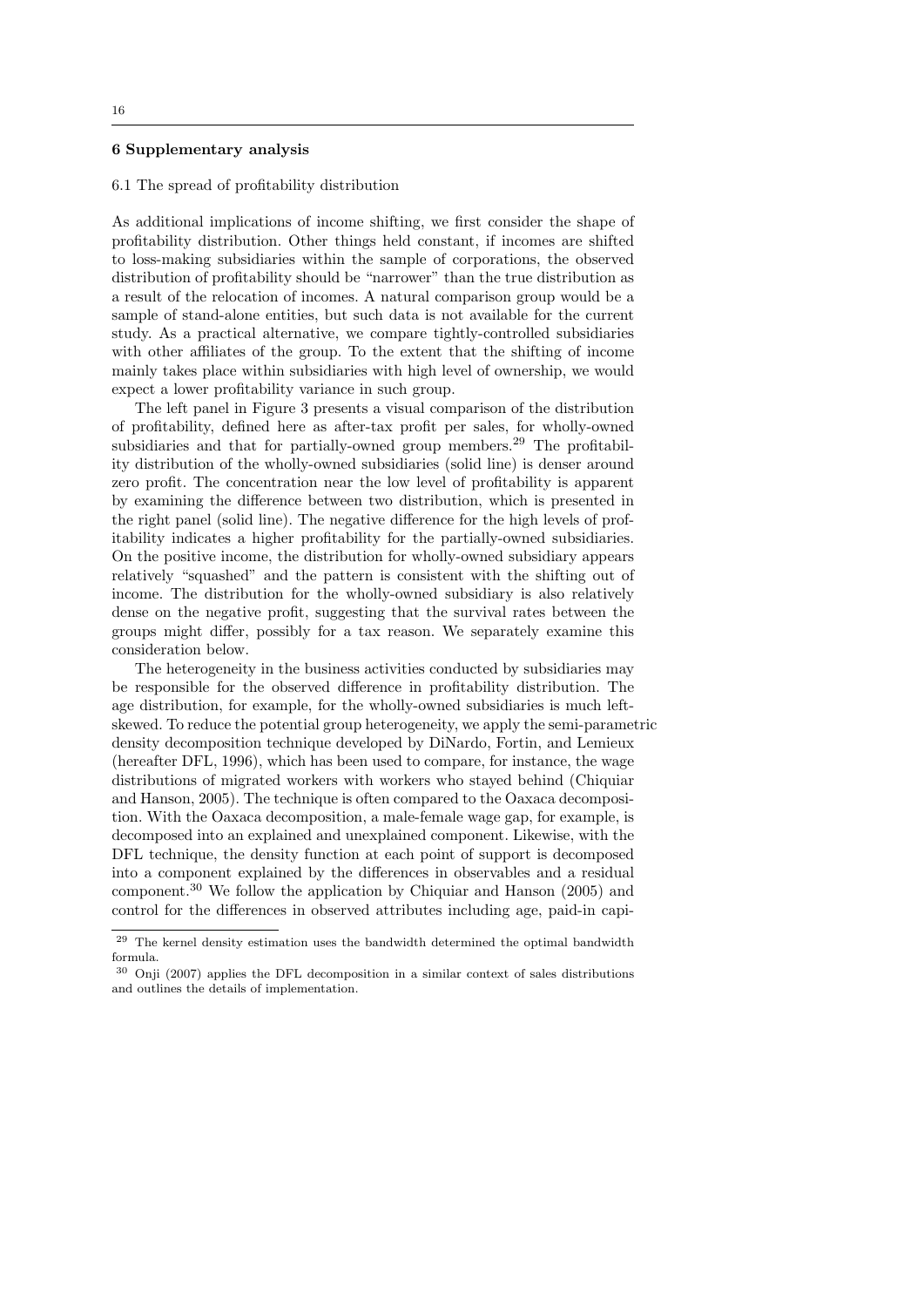## 6 Supplementary analysis

### 6.1 The spread of profitability distribution

As additional implications of income shifting, we first consider the shape of profitability distribution. Other things held constant, if incomes are shifted to loss-making subsidiaries within the sample of corporations, the observed distribution of profitability should be "narrower" than the true distribution as a result of the relocation of incomes. A natural comparison group would be a sample of stand-alone entities, but such data is not available for the current study. As a practical alternative, we compare tightly-controlled subsidiaries with other affiliates of the group. To the extent that the shifting of income mainly takes place within subsidiaries with high level of ownership, we would expect a lower profitability variance in such group.

The left panel in Figure 3 presents a visual comparison of the distribution of profitability, defined here as after-tax profit per sales, for wholly-owned subsidiaries and that for partially-owned group members.[29] The profitability distribution of the wholly-owned subsidiaries (solid line) is denser around zero profit. The concentration near the low level of profitability is apparent by examining the difference between two distribution, which is presented in the right panel (solid line). The negative difference for the high levels of profitability indicates a higher profitability for the partially-owned subsidiaries. On the positive income, the distribution for wholly-owned subsidiary appears relatively "squashed" and the pattern is consistent with the shifting out of income. The distribution for the wholly-owned subsidiary is also relatively dense on the negative profit, suggesting that the survival rates between the groups might differ, possibly for a tax reason. We separately examine this consideration below.

The heterogeneity in the business activities conducted by subsidiaries may be responsible for the observed difference in profitability distribution. The age distribution, for example, for the wholly-owned subsidiaries is much left-skewed. To reduce the potential group heterogeneity, we apply the semi-parametric density decomposition technique developed by DiNardo, Fortin, and Lemieux (hereafter DFL, 1996), which has been used to compare, for instance, the wage distributions of migrated workers with workers who stayed behind (Chiquiar and Hanson, 2005). The technique is often compared to the Oaxaca decomposition. With the Oaxaca decomposition, a male-female wage gap, for example, is decomposed into an explained and unexplained component. Likewise, with the DFL technique, the density function at each point of support is decomposed into a component explained by the differences in observables and a residual component.[30] We follow the application by Chiquiar and Hanson (2005) and control for the differences in observed attributes including age, paid-in capi-

---

[29] The kernel density estimation uses the bandwidth determined the optimal bandwidth formula.

[30] Onji (2007) applies the DFL decomposition in a similar context of sales distributions and outlines the details of implementation.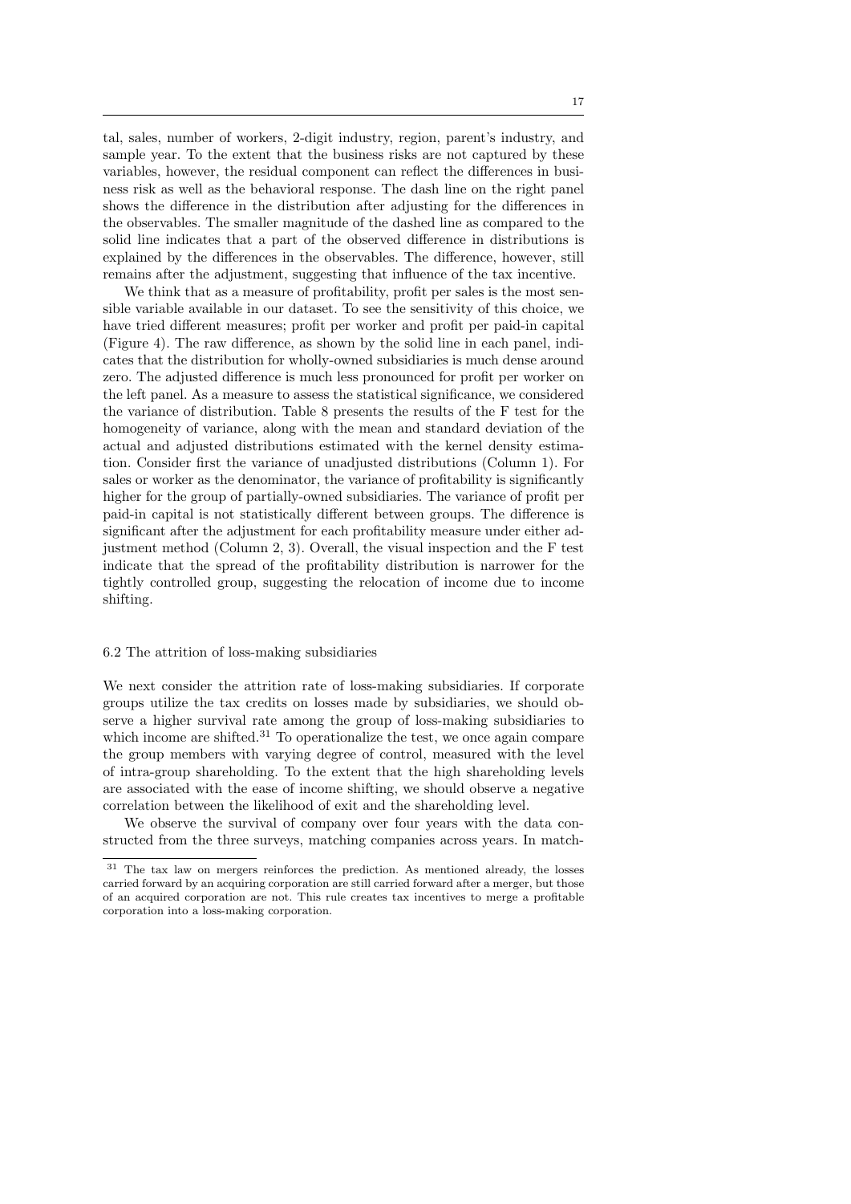tal, sales, number of workers, 2-digit industry, region, parent's industry, and sample year. To the extent that the business risks are not captured by these variables, however, the residual component can reflect the differences in business risk as well as the behavioral response. The dash line on the right panel shows the difference in the distribution after adjusting for the differences in the observables. The smaller magnitude of the dashed line as compared to the solid line indicates that a part of the observed difference in distributions is explained by the differences in the observables. The difference, however, still remains after the adjustment, suggesting that influence of the tax incentive.

We think that as a measure of profitability, profit per sales is the most sensible variable available in our dataset. To see the sensitivity of this choice, we have tried different measures; profit per worker and profit per paid-in capital (Figure 4). The raw difference, as shown by the solid line in each panel, indicates that the distribution for wholly-owned subsidiaries is much dense around zero. The adjusted difference is much less pronounced for profit per worker on the left panel. As a measure to assess the statistical significance, we considered the variance of distribution. Table 8 presents the results of the F test for the homogeneity of variance, along with the mean and standard deviation of the actual and adjusted distributions estimated with the kernel density estimation. Consider first the variance of unadjusted distributions (Column 1). For sales or worker as the denominator, the variance of profitability is significantly higher for the group of partially-owned subsidiaries. The variance of profit per paid-in capital is not statistically different between groups. The difference is significant after the adjustment for each profitability measure under either adjustment method (Column 2, 3). Overall, the visual inspection and the F test indicate that the spread of the profitability distribution is narrower for the tightly controlled group, suggesting the relocation of income due to income shifting.

### 6.2 The attrition of loss-making subsidiaries

We next consider the attrition rate of loss-making subsidiaries. If corporate groups utilize the tax credits on losses made by subsidiaries, we should observe a higher survival rate among the group of loss-making subsidiaries to which income are shifted.[31] To operationalize the test, we once again compare the group members with varying degree of control, measured with the level of intra-group shareholding. To the extent that the high shareholding levels are associated with the ease of income shifting, we should observe a negative correlation between the likelihood of exit and the shareholding level.

We observe the survival of company over four years with the data constructed from the three surveys, matching companies across years. In match-

[31] The tax law on mergers reinforces the prediction. As mentioned already, the losses carried forward by an acquiring corporation are still carried forward after a merger, but those of an acquired corporation are not. This rule creates tax incentives to merge a profitable corporation into a loss-making corporation.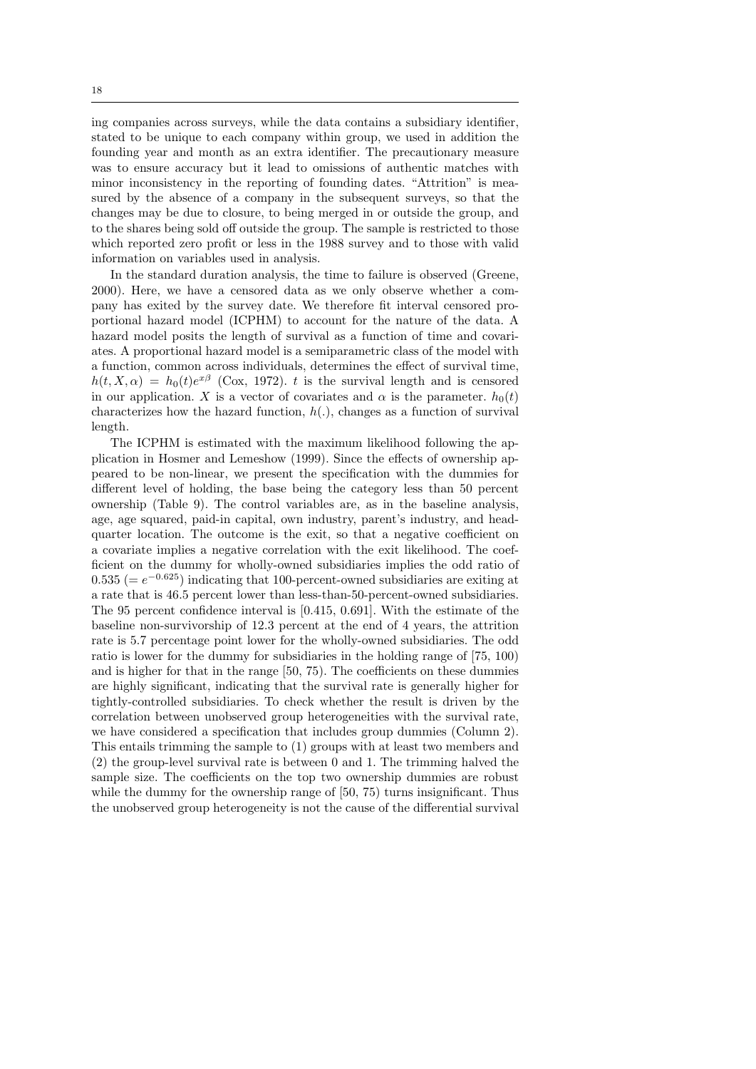ing companies across surveys, while the data contains a subsidiary identifier, stated to be unique to each company within group, we used in addition the founding year and month as an extra identifier. The precautionary measure was to ensure accuracy but it lead to omissions of authentic matches with minor inconsistency in the reporting of founding dates. "Attrition" is measured by the absence of a company in the subsequent surveys, so that the changes may be due to closure, to being merged in or outside the group, and to the shares being sold off outside the group. The sample is restricted to those which reported zero profit or less in the 1988 survey and to those with valid information on variables used in analysis.

In the standard duration analysis, the time to failure is observed (Greene, 2000). Here, we have a censored data as we only observe whether a company has exited by the survey date. We therefore fit interval censored proportional hazard model (ICPHM) to account for the nature of the data. A hazard model posits the length of survival as a function of time and covariates. A proportional hazard model is a semiparametric class of the model with a function, common across individuals, determines the effect of survival time, $h(t, X, \alpha) = h_0(t)e^{x\beta}$ (Cox, 1972). $t$ is the survival length and is censored in our application. $X$ is a vector of covariates and $\alpha$ is the parameter. $h_0(t)$ characterizes how the hazard function, $h(.)$, changes as a function of survival length.

The ICPHM is estimated with the maximum likelihood following the application in Hosmer and Lemeshow (1999). Since the effects of ownership appeared to be non-linear, we present the specification with the dummies for different level of holding, the base being the category less than 50 percent ownership (Table 9). The control variables are, as in the baseline analysis, age, age squared, paid-in capital, own industry, parent's industry, and headquarter location. The outcome is the exit, so that a negative coefficient on a covariate implies a negative correlation with the exit likelihood. The coefficient on the dummy for wholly-owned subsidiaries implies the odd ratio of 0.535 ($= e^{-0.625}$) indicating that 100-percent-owned subsidiaries are exiting at a rate that is 46.5 percent lower than less-than-50-percent-owned subsidiaries. The 95 percent confidence interval is [0.415, 0.691]. With the estimate of the baseline non-survivorship of 12.3 percent at the end of 4 years, the attrition rate is 5.7 percentage point lower for the wholly-owned subsidiaries. The odd ratio is lower for the dummy for subsidiaries in the holding range of [75, 100) and is higher for that in the range [50, 75). The coefficients on these dummies are highly significant, indicating that the survival rate is generally higher for tightly-controlled subsidiaries. To check whether the result is driven by the correlation between unobserved group heterogeneities with the survival rate, we have considered a specification that includes group dummies (Column 2). This entails trimming the sample to (1) groups with at least two members and (2) the group-level survival rate is between 0 and 1. The trimming halved the sample size. The coefficients on the top two ownership dummies are robust while the dummy for the ownership range of [50, 75) turns insignificant. Thus the unobserved group heterogeneity is not the cause of the differential survival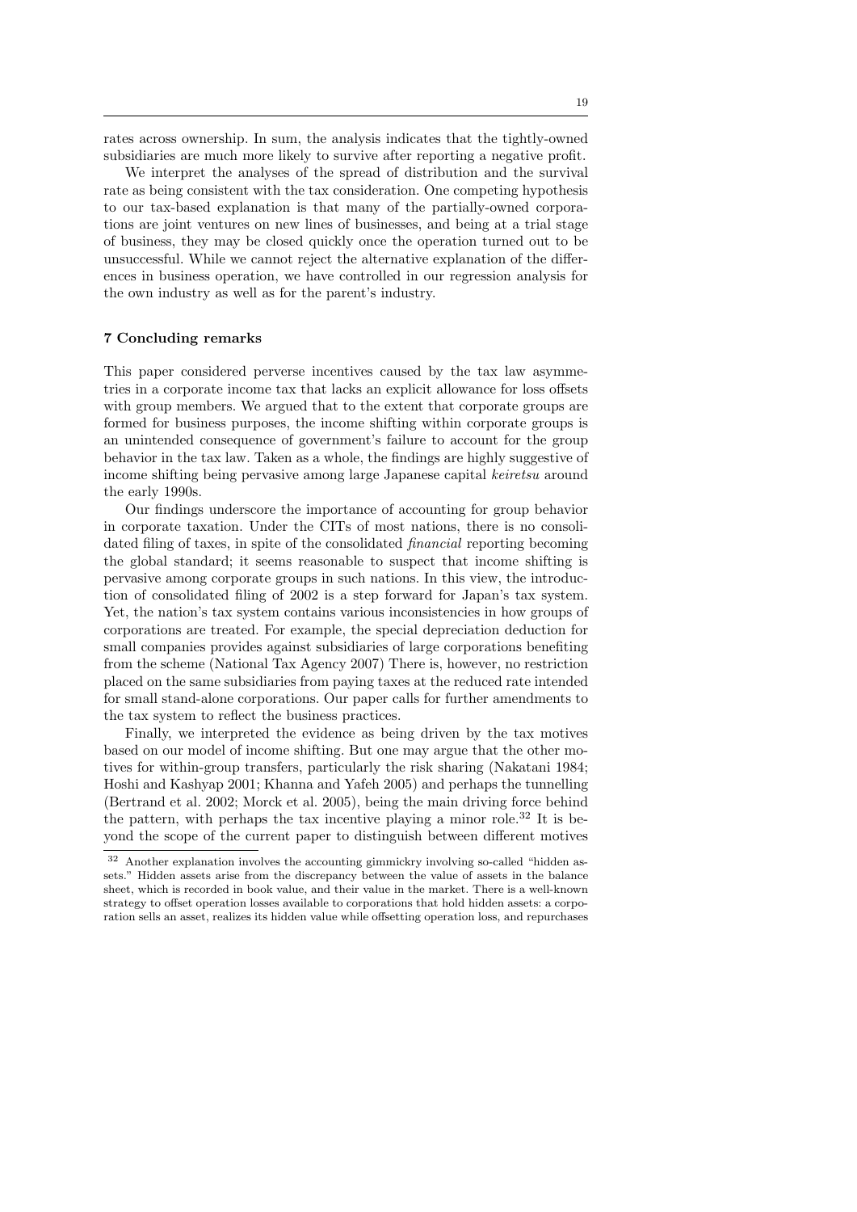rates across ownership. In sum, the analysis indicates that the tightly-owned subsidiaries are much more likely to survive after reporting a negative profit.

We interpret the analyses of the spread of distribution and the survival rate as being consistent with the tax consideration. One competing hypothesis to our tax-based explanation is that many of the partially-owned corporations are joint ventures on new lines of businesses, and being at a trial stage of business, they may be closed quickly once the operation turned out to be unsuccessful. While we cannot reject the alternative explanation of the differences in business operation, we have controlled in our regression analysis for the own industry as well as for the parent's industry.

## 7 Concluding remarks

This paper considered perverse incentives caused by the tax law asymmetries in a corporate income tax that lacks an explicit allowance for loss offsets with group members. We argued that to the extent that corporate groups are formed for business purposes, the income shifting within corporate groups is an unintended consequence of government's failure to account for the group behavior in the tax law. Taken as a whole, the findings are highly suggestive of income shifting being pervasive among large Japanese capital *keiretsu* around the early 1990s.

Our findings underscore the importance of accounting for group behavior in corporate taxation. Under the CITs of most nations, there is no consolidated filing of taxes, in spite of the consolidated *financial* reporting becoming the global standard; it seems reasonable to suspect that income shifting is pervasive among corporate groups in such nations. In this view, the introduction of consolidated filing of 2002 is a step forward for Japan's tax system. Yet, the nation's tax system contains various inconsistencies in how groups of corporations are treated. For example, the special depreciation deduction for small companies provides against subsidiaries of large corporations benefiting from the scheme (National Tax Agency 2007) There is, however, no restriction placed on the same subsidiaries from paying taxes at the reduced rate intended for small stand-alone corporations. Our paper calls for further amendments to the tax system to reflect the business practices.

Finally, we interpreted the evidence as being driven by the tax motives based on our model of income shifting. But one may argue that the other motives for within-group transfers, particularly the risk sharing (Nakatani 1984; Hoshi and Kashyap 2001; Khanna and Yafeh 2005) and perhaps the tunnelling (Bertrand et al. 2002; Morck et al. 2005), being the main driving force behind the pattern, with perhaps the tax incentive playing a minor role.[32] It is beyond the scope of the current paper to distinguish between different motives

[32] Another explanation involves the accounting gimmickry involving so-called "hidden assets." Hidden assets arise from the discrepancy between the value of assets in the balance sheet, which is recorded in book value, and their value in the market. There is a well-known strategy to offset operation losses available to corporations that hold hidden assets: a corporation sells an asset, realizes its hidden value while offsetting operation loss, and repurchases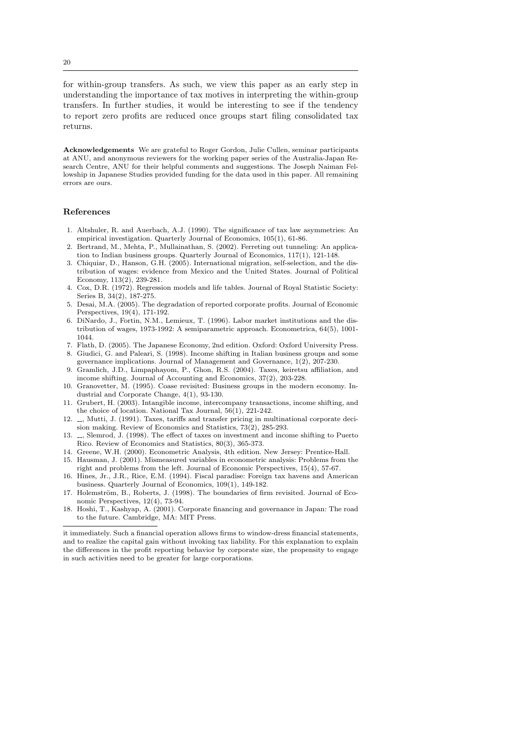for within-group transfers. As such, we view this paper as an early step in understanding the importance of tax motives in interpreting the within-group transfers. In further studies, it would be interesting to see if the tendency to report zero profits are reduced once groups start filing consolidated tax returns.

**Acknowledgements** We are grateful to Roger Gordon, Julie Cullen, seminar participants at ANU, and anonymous reviewers for the working paper series of the Australia-Japan Research Centre, ANU for their helpful comments and suggestions. The Joseph Naiman Fellowship in Japanese Studies provided funding for the data used in this paper. All remaining errors are ours.

## References

1. Altshuler, R. and Auerbach, A.J. (1990). The significance of tax law asymmetries: An empirical investigation. Quarterly Journal of Economics, 105(1), 61-86.
2. Bertrand, M., Mehta, P., Mullainathan, S. (2002). Ferreting out tunneling: An application to Indian business groups. Quarterly Journal of Economics, 117(1), 121-148.
3. Chiquiar, D., Hanson, G.H. (2005). International migration, self-selection, and the distribution of wages: evidence from Mexico and the United States. Journal of Political Economy, 113(2), 239-281.
4. Cox, D.R. (1972). Regression models and life tables. Journal of Royal Statistic Society: Series B, 34(2), 187-275.
5. Desai, M.A. (2005). The degradation of reported corporate profits. Journal of Economic Perspectives, 19(4), 171-192.
6. DiNardo, J., Fortin, N.M., Lemieux, T. (1996). Labor market institutions and the distribution of wages, 1973-1992: A semiparametric approach. Econometrica, 64(5), 1001-1044.
7. Flath, D. (2005). The Japanese Economy, 2nd edition. Oxford: Oxford University Press.
8. Giudici, G. and Paleari, S. (1998). Income shifting in Italian business groups and some governance implications. Journal of Management and Governance, 1(2), 207-230.
9. Gramlich, J.D., Limpaphayom, P., Ghon, R.S. (2004). Taxes, keiretsu affiliation, and income shifting. Journal of Accounting and Economics, 37(2), 203-228.
10. Granovetter, M. (1995). Coase revisited: Business groups in the modern economy. Industrial and Corporate Change, 4(1), 93-130.
11. Grubert, H. (2003). Intangible income, intercompany transactions, income shifting, and the choice of location. National Tax Journal, 56(1), 221-242.
12. __, Mutti, J. (1991). Taxes, tariffs and transfer pricing in multinational corporate decision making. Review of Economics and Statistics, 73(2), 285-293.
13. __, Slemrod, J. (1998). The effect of taxes on investment and income shifting to Puerto Rico. Review of Economics and Statistics, 80(3), 365-373.
14. Greene, W.H. (2000). Econometric Analysis, 4th edition. New Jersey: Prentice-Hall.
15. Hausman, J. (2001). Mismeasured variables in econometric analysis: Problems from the right and problems from the left. Journal of Economic Perspectives, 15(4), 57-67.
16. Hines, Jr., J.R., Rice, E.M. (1994). Fiscal paradise: Foreign tax havens and American business. Quarterly Journal of Economics, 109(1), 149-182.
17. Holemström, B., Roberts, J. (1998). The boundaries of firm revisited. Journal of Economic Perspectives, 12(4), 73-94.
18. Hoshi, T., Kashyap, A. (2001). Corporate financing and governance in Japan: The road to the future. Cambridge, MA: MIT Press.

---

it immediately. Such a financial operation allows firms to window-dress financial statements, and to realize the capital gain without invoking tax liability. For this explanation to explain the differences in the profit reporting behavior by corporate size, the propensity to engage in such activities need to be greater for large corporations.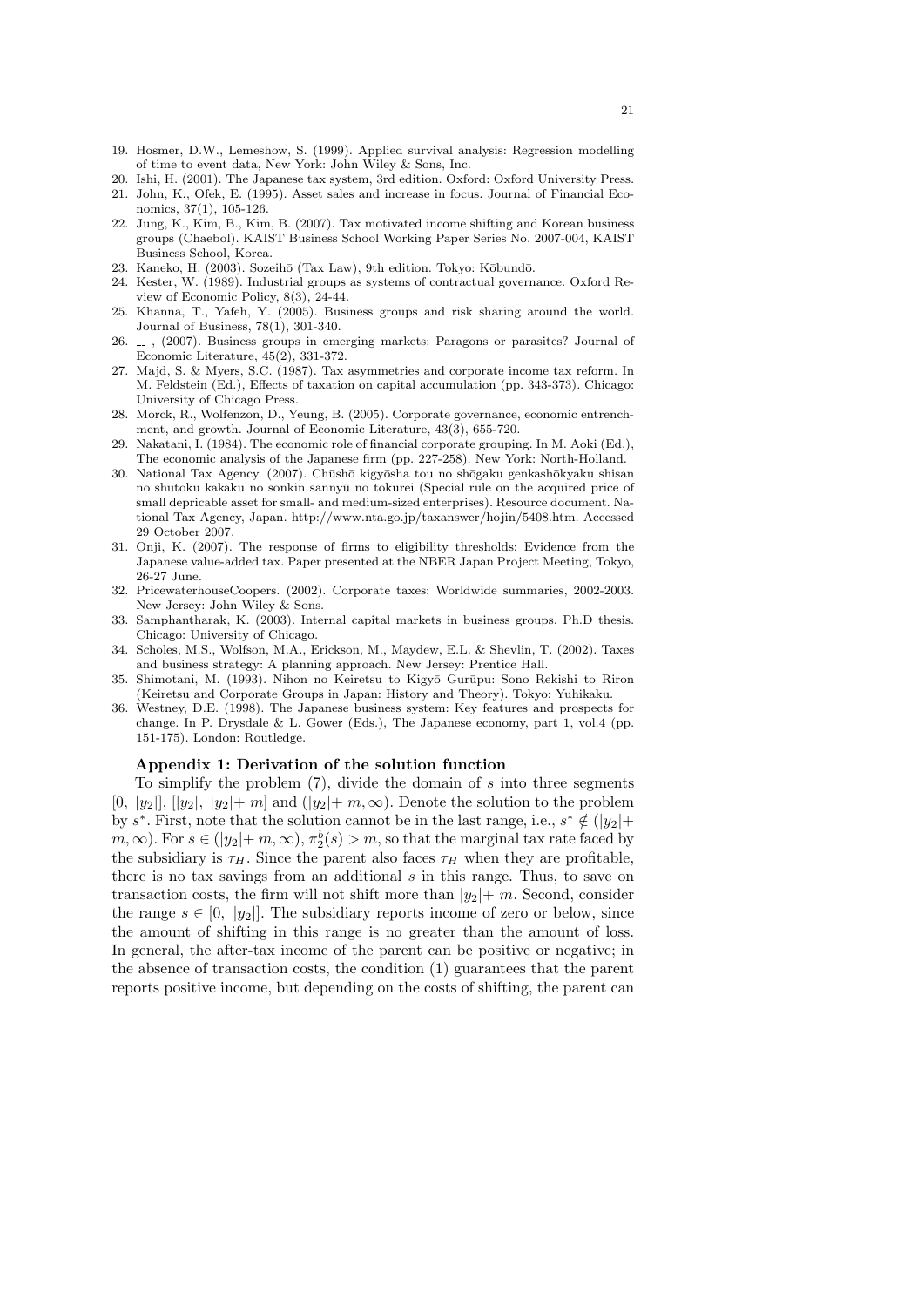19. Hosmer, D.W., Lemeshow, S. (1999). Applied survival analysis: Regression modelling of time to event data, New York: John Wiley & Sons, Inc.
20. Ishi, H. (2001). The Japanese tax system, 3rd edition. Oxford: Oxford University Press.
21. John, K., Ofek, E. (1995). Asset sales and increase in focus. Journal of Financial Economics, 37(1), 105-126.
22. Jung, K., Kim, B., Kim, B. (2007). Tax motivated income shifting and Korean business groups (Chaebol). KAIST Business School Working Paper Series No. 2007-004, KAIST Business School, Korea.
23. Kaneko, H. (2003). Sozeihō (Tax Law), 9th edition. Tokyo: Kōbundō.
24. Kester, W. (1989). Industrial groups as systems of contractual governance. Oxford Review of Economic Policy, 8(3), 24-44.
25. Khanna, T., Yafeh, Y. (2005). Business groups and risk sharing around the world. Journal of Business, 78(1), 301-340.
26. __ , (2007). Business groups in emerging markets: Paragons or parasites? Journal of Economic Literature, 45(2), 331-372.
27. Majd, S. & Myers, S.C. (1987). Tax asymmetries and corporate income tax reform. In M. Feldstein (Ed.), Effects of taxation on capital accumulation (pp. 343-373). Chicago: University of Chicago Press.
28. Morck, R., Wolfenzon, D., Yeung, B. (2005). Corporate governance, economic entrenchment, and growth. Journal of Economic Literature, 43(3), 655-720.
29. Nakatani, I. (1984). The economic role of financial corporate grouping. In M. Aoki (Ed.), The economic analysis of the Japanese firm (pp. 227-258). New York: North-Holland.
30. National Tax Agency. (2007). Chūshō kigyōsha tou no shōgaku genkashōkyaku shisan no shutoku kakaku no sonkin sannyū no tokurei (Special rule on the acquired price of small depricable asset for small- and medium-sized enterprises). Resource document. National Tax Agency, Japan. http://www.nta.go.jp/taxanswer/hojin/5408.htm. Accessed 29 October 2007.
31. Onji, K. (2007). The response of firms to eligibility thresholds: Evidence from the Japanese value-added tax. Paper presented at the NBER Japan Project Meeting, Tokyo, 26-27 June.
32. PricewaterhouseCoopers. (2002). Corporate taxes: Worldwide summaries, 2002-2003. New Jersey: John Wiley & Sons.
33. Samphantharak, K. (2003). Internal capital markets in business groups. Ph.D thesis. Chicago: University of Chicago.
34. Scholes, M.S., Wolfson, M.A., Erickson, M., Maydew, E.L. & Shevlin, T. (2002). Taxes and business strategy: A planning approach. New Jersey: Prentice Hall.
35. Shimotani, M. (1993). Nihon no Keiretsu to Kigyō Gurūpu: Sono Rekishi to Riron (Keiretsu and Corporate Groups in Japan: History and Theory). Tokyo: Yuhikaku.
36. Westney, D.E. (1998). The Japanese business system: Key features and prospects for change. In P. Drysdale & L. Gower (Eds.), The Japanese economy, part 1, vol.4 (pp. 151-175). London: Routledge.

**Appendix 1: Derivation of the solution function**

To simplify the problem (7), divide the domain of $s$ into three segments $[0, |y_2|]$, $[|y_2|, |y_2|+m]$ and $(|y_2|+m, \infty)$. Denote the solution to the problem by $s^*$. First, note that the solution cannot be in the last range, i.e., $s^* \notin (|y_2|+m, \infty)$. For $s \in (|y_2|+m, \infty)$, $\pi_2^b(s) > m$, so that the marginal tax rate faced by the subsidiary is $\tau_H$. Since the parent also faces $\tau_H$ when they are profitable, there is no tax savings from an additional $s$ in this range. Thus, to save on transaction costs, the firm will not shift more than $|y_2|+m$. Second, consider the range $s \in [0, |y_2|]$. The subsidiary reports income of zero or below, since the amount of shifting in this range is no greater than the amount of loss. In general, the after-tax income of the parent can be positive or negative; in the absence of transaction costs, the condition (1) guarantees that the parent reports positive income, but depending on the costs of shifting, the parent can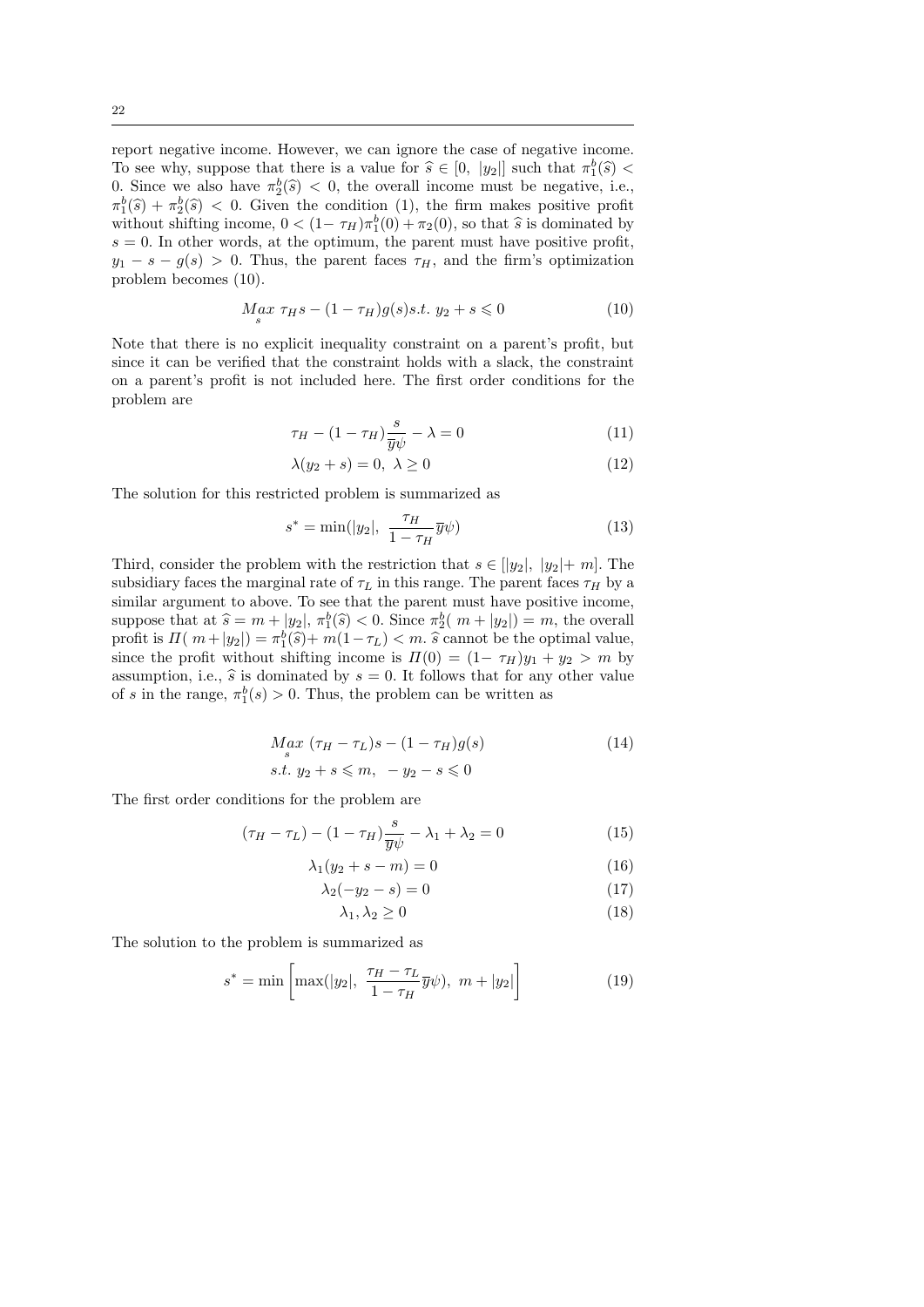report negative income. However, we can ignore the case of negative income. To see why, suppose that there is a value for $\widehat{s} \in [0,\ |y_2|]$ such that $\pi_1^b(\widehat{s}) < 0$. Since we also have $\pi_2^b(\widehat{s}) < 0$, the overall income must be negative, i.e., $\pi_1^b(\widehat{s}) + \pi_2^b(\widehat{s}) < 0$. Given the condition (1), the firm makes positive profit without shifting income, $0 < (1-\tau_H)\pi_1^b(0) + \pi_2(0)$, so that $\widehat{s}$ is dominated by $s = 0$. In other words, at the optimum, the parent must have positive profit, $y_1 - s - g(s) > 0$. Thus, the parent faces $\tau_H$, and the firm's optimization problem becomes (10).

$$\underset{s}{Max}\ \tau_H s - (1-\tau_H)g(s) s.t.\ y_2 + s \leqslant 0 \tag{10}$$

Note that there is no explicit inequality constraint on a parent's profit, but since it can be verified that the constraint holds with a slack, the constraint on a parent's profit is not included here. The first order conditions for the problem are

$$\tau_H - (1-\tau_H)\frac{s}{\overline{y}\psi} - \lambda = 0 \tag{11}$$

$$\lambda(y_2 + s) = 0,\ \lambda \geq 0 \tag{12}$$

The solution for this restricted problem is summarized as

$$s^* = \min(|y_2|,\ \frac{\tau_H}{1-\tau_H}\overline{y}\psi) \tag{13}$$

Third, consider the problem with the restriction that $s \in [|y_2|,\ |y_2| + m]$. The subsidiary faces the marginal rate of $\tau_L$ in this range. The parent faces $\tau_H$ by a similar argument to above. To see that the parent must have positive income, suppose that at $\widehat{s} = m + |y_2|$, $\pi_1^b(\widehat{s}) < 0$. Since $\pi_2^b(\ m + |y_2|) = m$, the overall profit is $\Pi(\ m + |y_2|) = \pi_1^b(\widehat{s}) + m(1-\tau_L) < m$. $\widehat{s}$ cannot be the optimal value, since the profit without shifting income is $\Pi(0) = (1-\ \tau_H)y_1 + y_2 > m$ by assumption, i.e., $\widehat{s}$ is dominated by $s = 0$. It follows that for any other value of $s$ in the range, $\pi_1^b(s) > 0$. Thus, the problem can be written as

$$\begin{aligned} &\underset{s}{Max}\ (\tau_H - \tau_L)s - (1-\tau_H)g(s) \\ &s.t.\ y_2 + s \leqslant m,\ -y_2 - s \leqslant 0 \end{aligned} \tag{14}$$

The first order conditions for the problem are

$$(\tau_H - \tau_L) - (1-\tau_H)\frac{s}{\overline{y}\psi} - \lambda_1 + \lambda_2 = 0 \tag{15}$$

$$\lambda_1(y_2 + s - m) = 0 \tag{16}$$

$$\lambda_2(-y_2 - s) = 0 \tag{17}$$

$$\lambda_1, \lambda_2 \geq 0 \tag{18}$$

The solution to the problem is summarized as

$$s^* = \min\left[\max(|y_2|,\ \frac{\tau_H - \tau_L}{1-\tau_H}\overline{y}\psi),\ m + |y_2|\right] \tag{19}$$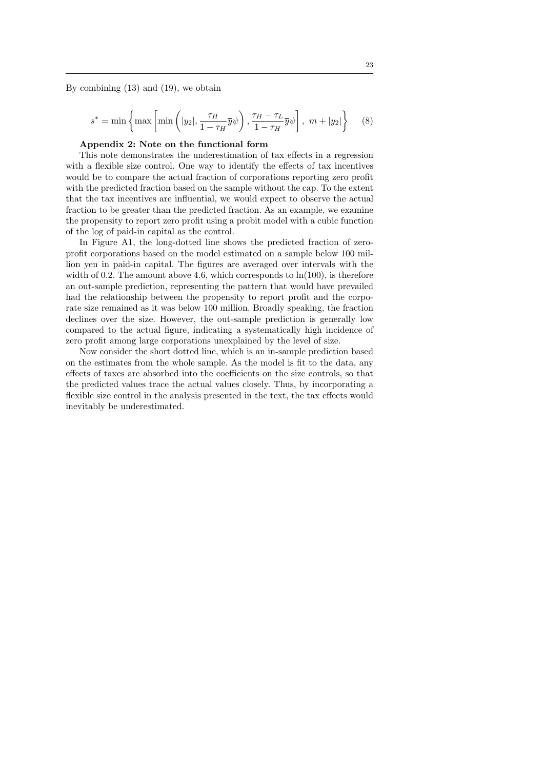By combining (13) and (19), we obtain

$$s^* = \min\left\{\max\left[\min\left(|y_2|, \frac{\tau_H}{1-\tau_H}\overline{y}\psi\right), \frac{\tau_H - \tau_L}{1-\tau_H}\overline{y}\psi\right],\ m + |y_2|\right\} \tag{8}$$

**Appendix 2: Note on the functional form**

This note demonstrates the underestimation of tax effects in a regression with a flexible size control. One way to identify the effects of tax incentives would be to compare the actual fraction of corporations reporting zero profit with the predicted fraction based on the sample without the cap. To the extent that the tax incentives are influential, we would expect to observe the actual fraction to be greater than the predicted fraction. As an example, we examine the propensity to report zero profit using a probit model with a cubic function of the log of paid-in capital as the control.

In Figure A1, the long-dotted line shows the predicted fraction of zero-profit corporations based on the model estimated on a sample below 100 million yen in paid-in capital. The figures are averaged over intervals with the width of 0.2. The amount above 4.6, which corresponds to ln(100), is therefore an out-sample prediction, representing the pattern that would have prevailed had the relationship between the propensity to report profit and the corporate size remained as it was below 100 million. Broadly speaking, the fraction declines over the size. However, the out-sample prediction is generally low compared to the actual figure, indicating a systematically high incidence of zero profit among large corporations unexplained by the level of size.

Now consider the short dotted line, which is an in-sample prediction based on the estimates from the whole sample. As the model is fit to the data, any effects of taxes are absorbed into the coefficients on the size controls, so that the predicted values trace the actual values closely. Thus, by incorporating a flexible size control in the analysis presented in the text, the tax effects would inevitably be underestimated.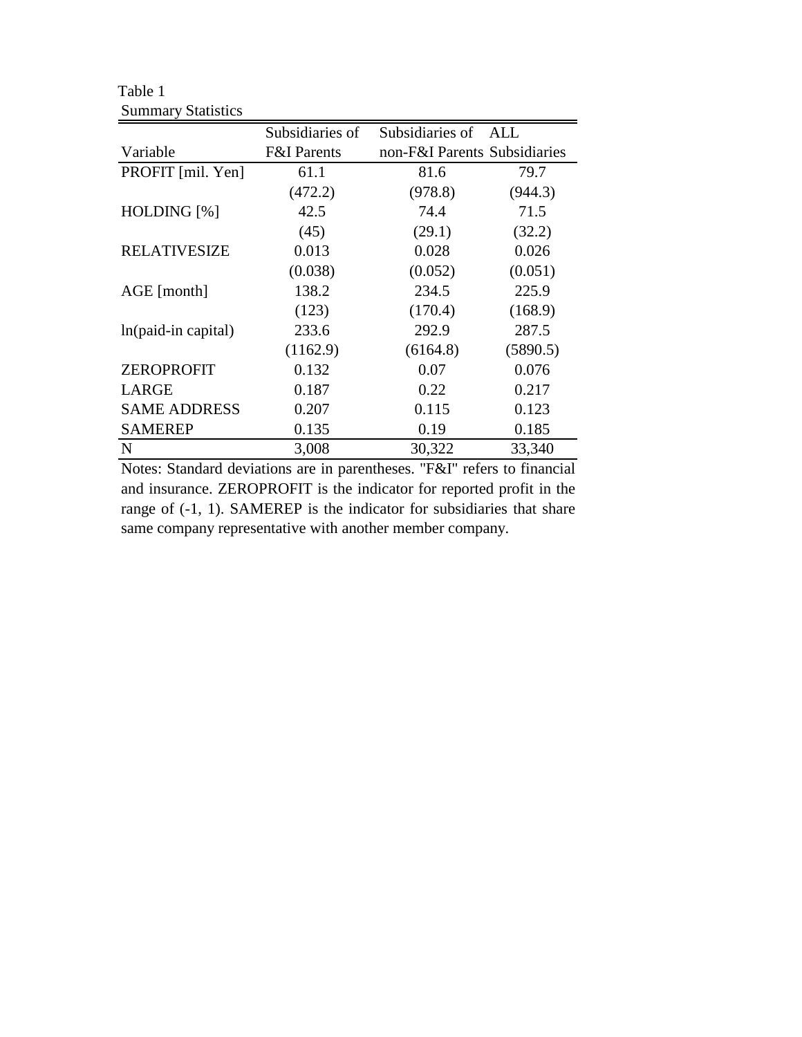Table 1
Summary Statistics

| Variable | Subsidiaries of F&I Parents | Subsidiaries of non-F&I Parents | ALL Subsidiaries |
|---|---|---|---|
| PROFIT [mil. Yen] | 61.1 | 81.6 | 79.7 |
| | (472.2) | (978.8) | (944.3) |
| HOLDING [%] | 42.5 | 74.4 | 71.5 |
| | (45) | (29.1) | (32.2) |
| RELATIVESIZE | 0.013 | 0.028 | 0.026 |
| | (0.038) | (0.052) | (0.051) |
| AGE [month] | 138.2 | 234.5 | 225.9 |
| | (123) | (170.4) | (168.9) |
| ln(paid-in capital) | 233.6 | 292.9 | 287.5 |
| | (1162.9) | (6164.8) | (5890.5) |
| ZEROPROFIT | 0.132 | 0.07 | 0.076 |
| LARGE | 0.187 | 0.22 | 0.217 |
| SAME ADDRESS | 0.207 | 0.115 | 0.123 |
| SAMEREP | 0.135 | 0.19 | 0.185 |
| N | 3,008 | 30,322 | 33,340 |

Notes: Standard deviations are in parentheses. "F&I" refers to financial and insurance. ZEROPROFIT is the indicator for reported profit in the range of (-1, 1). SAMEREP is the indicator for subsidiaries that share same company representative with another member company.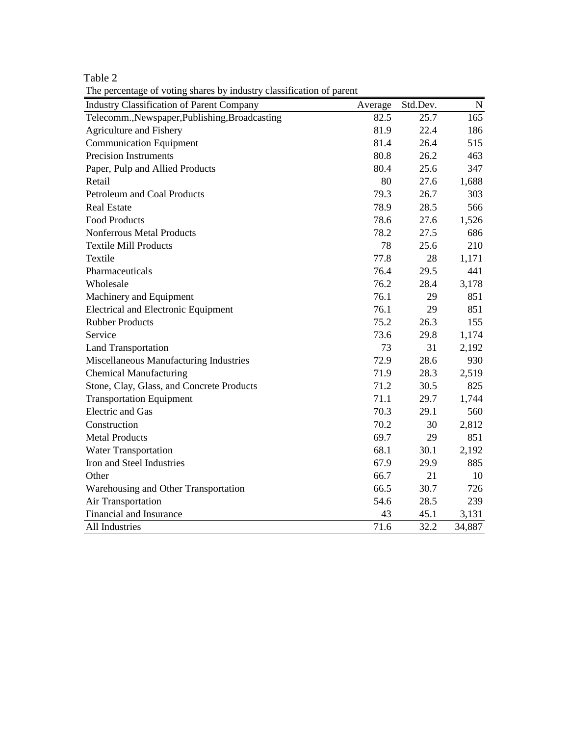Table 2

The percentage of voting shares by industry classification of parent

| Industry Classification of Parent Company | Average | Std.Dev. | N |
|---|---|---|---|
| Telecomm.,Newspaper,Publishing,Broadcasting | 82.5 | 25.7 | 165 |
| Agriculture and Fishery | 81.9 | 22.4 | 186 |
| Communication Equipment | 81.4 | 26.4 | 515 |
| Precision Instruments | 80.8 | 26.2 | 463 |
| Paper, Pulp and Allied Products | 80.4 | 25.6 | 347 |
| Retail | 80 | 27.6 | 1,688 |
| Petroleum and Coal Products | 79.3 | 26.7 | 303 |
| Real Estate | 78.9 | 28.5 | 566 |
| Food Products | 78.6 | 27.6 | 1,526 |
| Nonferrous Metal Products | 78.2 | 27.5 | 686 |
| Textile Mill Products | 78 | 25.6 | 210 |
| Textile | 77.8 | 28 | 1,171 |
| Pharmaceuticals | 76.4 | 29.5 | 441 |
| Wholesale | 76.2 | 28.4 | 3,178 |
| Machinery and Equipment | 76.1 | 29 | 851 |
| Electrical and Electronic Equipment | 76.1 | 29 | 851 |
| Rubber Products | 75.2 | 26.3 | 155 |
| Service | 73.6 | 29.8 | 1,174 |
| Land Transportation | 73 | 31 | 2,192 |
| Miscellaneous Manufacturing Industries | 72.9 | 28.6 | 930 |
| Chemical Manufacturing | 71.9 | 28.3 | 2,519 |
| Stone, Clay, Glass, and Concrete Products | 71.2 | 30.5 | 825 |
| Transportation Equipment | 71.1 | 29.7 | 1,744 |
| Electric and Gas | 70.3 | 29.1 | 560 |
| Construction | 70.2 | 30 | 2,812 |
| Metal Products | 69.7 | 29 | 851 |
| Water Transportation | 68.1 | 30.1 | 2,192 |
| Iron and Steel Industries | 67.9 | 29.9 | 885 |
| Other | 66.7 | 21 | 10 |
| Warehousing and Other Transportation | 66.5 | 30.7 | 726 |
| Air Transportation | 54.6 | 28.5 | 239 |
| Financial and Insurance | 43 | 45.1 | 3,131 |
| All Industries | 71.6 | 32.2 | 34,887 |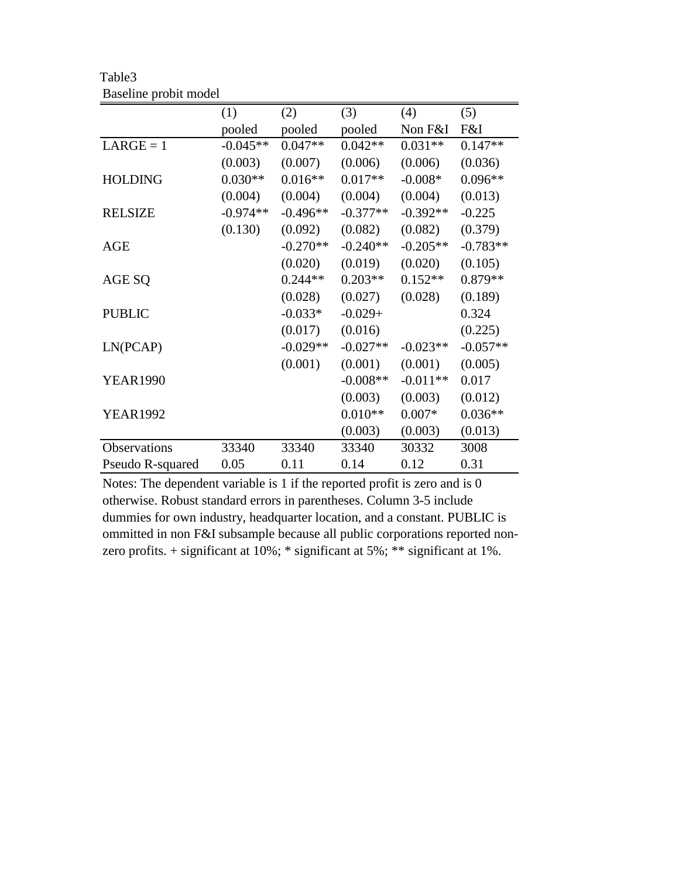Table3

Baseline probit model

| | (1) | (2) | (3) | (4) | (5) |
|---|---|---|---|---|---|
| | pooled | pooled | pooled | Non F&I | F&I |
| LARGE = 1 | -0.045** | 0.047** | 0.042** | 0.031** | 0.147** |
| | (0.003) | (0.007) | (0.006) | (0.006) | (0.036) |
| HOLDING | 0.030** | 0.016** | 0.017** | -0.008* | 0.096** |
| | (0.004) | (0.004) | (0.004) | (0.004) | (0.013) |
| RELSIZE | -0.974** | -0.496** | -0.377** | -0.392** | -0.225 |
| | (0.130) | (0.092) | (0.082) | (0.082) | (0.379) |
| AGE | | -0.270** | -0.240** | -0.205** | -0.783** |
| | | (0.020) | (0.019) | (0.020) | (0.105) |
| AGE SQ | | 0.244** | 0.203** | 0.152** | 0.879** |
| | | (0.028) | (0.027) | (0.028) | (0.189) |
| PUBLIC | | -0.033* | -0.029+ | | 0.324 |
| | | (0.017) | (0.016) | | (0.225) |
| LN(PCAP) | | -0.029** | -0.027** | -0.023** | -0.057** |
| | | (0.001) | (0.001) | (0.001) | (0.005) |
| YEAR1990 | | | -0.008** | -0.011** | 0.017 |
| | | | (0.003) | (0.003) | (0.012) |
| YEAR1992 | | | 0.010** | 0.007* | 0.036** |
| | | | (0.003) | (0.003) | (0.013) |
| Observations | 33340 | 33340 | 33340 | 30332 | 3008 |
| Pseudo R-squared | 0.05 | 0.11 | 0.14 | 0.12 | 0.31 |

Notes: The dependent variable is 1 if the reported profit is zero and is 0 otherwise. Robust standard errors in parentheses. Column 3-5 include dummies for own industry, headquarter location, and a constant. PUBLIC is ommitted in non F&I subsample because all public corporations reported non-zero profits. + significant at 10%; * significant at 5%; ** significant at 1%.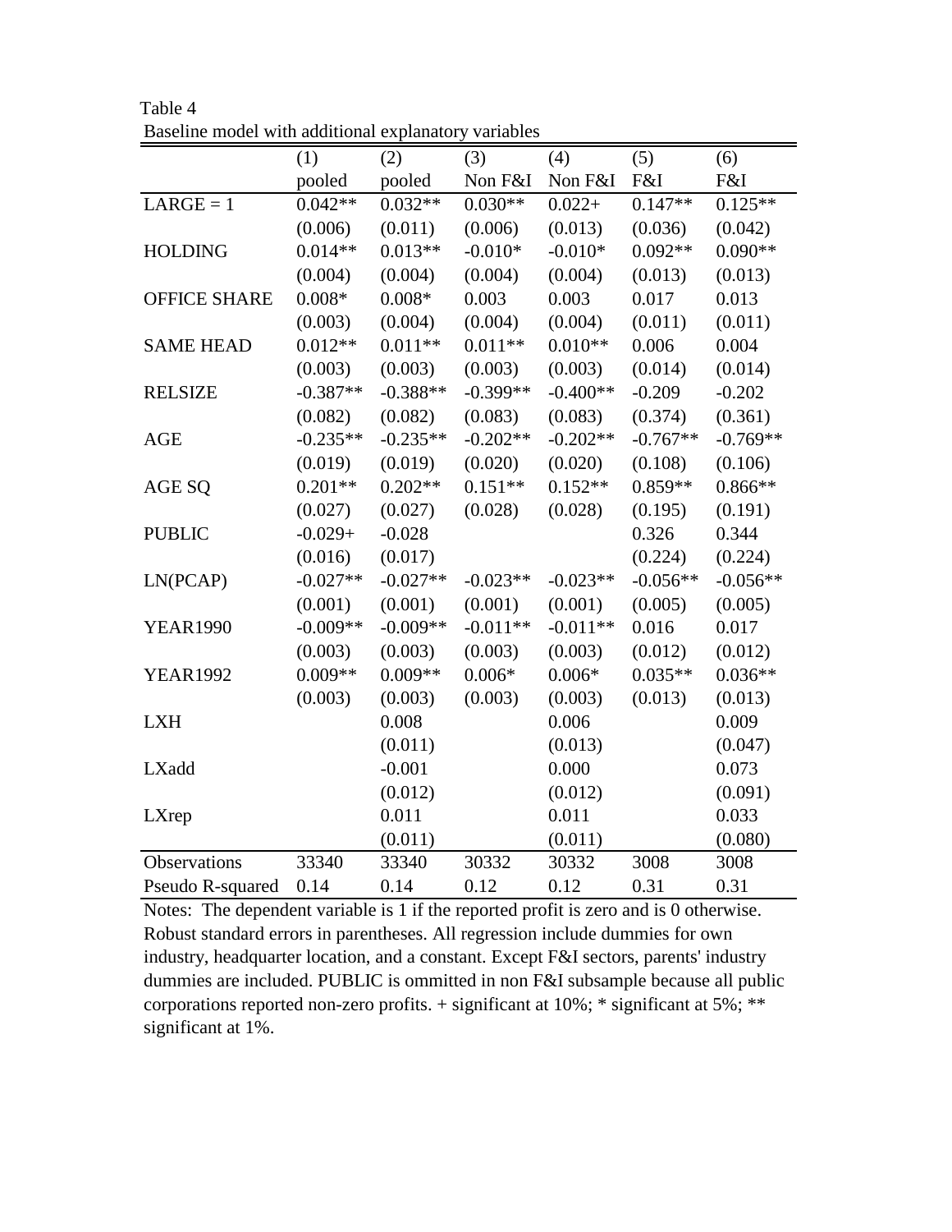Table 4
Baseline model with additional explanatory variables

| | (1) | (2) | (3) | (4) | (5) | (6) |
|---|---|---|---|---|---|---|
| | pooled | pooled | Non F&I | Non F&I | F&I | F&I |
| LARGE = 1 | 0.042** | 0.032** | 0.030** | 0.022+ | 0.147** | 0.125** |
| | (0.006) | (0.011) | (0.006) | (0.013) | (0.036) | (0.042) |
| HOLDING | 0.014** | 0.013** | -0.010* | -0.010* | 0.092** | 0.090** |
| | (0.004) | (0.004) | (0.004) | (0.004) | (0.013) | (0.013) |
| OFFICE SHARE | 0.008* | 0.008* | 0.003 | 0.003 | 0.017 | 0.013 |
| | (0.003) | (0.004) | (0.004) | (0.004) | (0.011) | (0.011) |
| SAME HEAD | 0.012** | 0.011** | 0.011** | 0.010** | 0.006 | 0.004 |
| | (0.003) | (0.003) | (0.003) | (0.003) | (0.014) | (0.014) |
| RELSIZE | -0.387** | -0.388** | -0.399** | -0.400** | -0.209 | -0.202 |
| | (0.082) | (0.082) | (0.083) | (0.083) | (0.374) | (0.361) |
| AGE | -0.235** | -0.235** | -0.202** | -0.202** | -0.767** | -0.769** |
| | (0.019) | (0.019) | (0.020) | (0.020) | (0.108) | (0.106) |
| AGE SQ | 0.201** | 0.202** | 0.151** | 0.152** | 0.859** | 0.866** |
| | (0.027) | (0.027) | (0.028) | (0.028) | (0.195) | (0.191) |
| PUBLIC | -0.029+ | -0.028 | | | 0.326 | 0.344 |
| | (0.016) | (0.017) | | | (0.224) | (0.224) |
| LN(PCAP) | -0.027** | -0.027** | -0.023** | -0.023** | -0.056** | -0.056** |
| | (0.001) | (0.001) | (0.001) | (0.001) | (0.005) | (0.005) |
| YEAR1990 | -0.009** | -0.009** | -0.011** | -0.011** | 0.016 | 0.017 |
| | (0.003) | (0.003) | (0.003) | (0.003) | (0.012) | (0.012) |
| YEAR1992 | 0.009** | 0.009** | 0.006* | 0.006* | 0.035** | 0.036** |
| | (0.003) | (0.003) | (0.003) | (0.003) | (0.013) | (0.013) |
| LXH | | 0.008 | | 0.006 | | 0.009 |
| | | (0.011) | | (0.013) | | (0.047) |
| LXadd | | -0.001 | | 0.000 | | 0.073 |
| | | (0.012) | | (0.012) | | (0.091) |
| LXrep | | 0.011 | | 0.011 | | 0.033 |
| | | (0.011) | | (0.011) | | (0.080) |
| Observations | 33340 | 33340 | 30332 | 30332 | 3008 | 3008 |
| Pseudo R-squared | 0.14 | 0.14 | 0.12 | 0.12 | 0.31 | 0.31 |

Notes: The dependent variable is 1 if the reported profit is zero and is 0 otherwise. Robust standard errors in parentheses. All regression include dummies for own industry, headquarter location, and a constant. Except F&I sectors, parents' industry dummies are included. PUBLIC is ommitted in non F&I subsample because all public corporations reported non-zero profits. + significant at 10%; * significant at 5%; ** significant at 1%.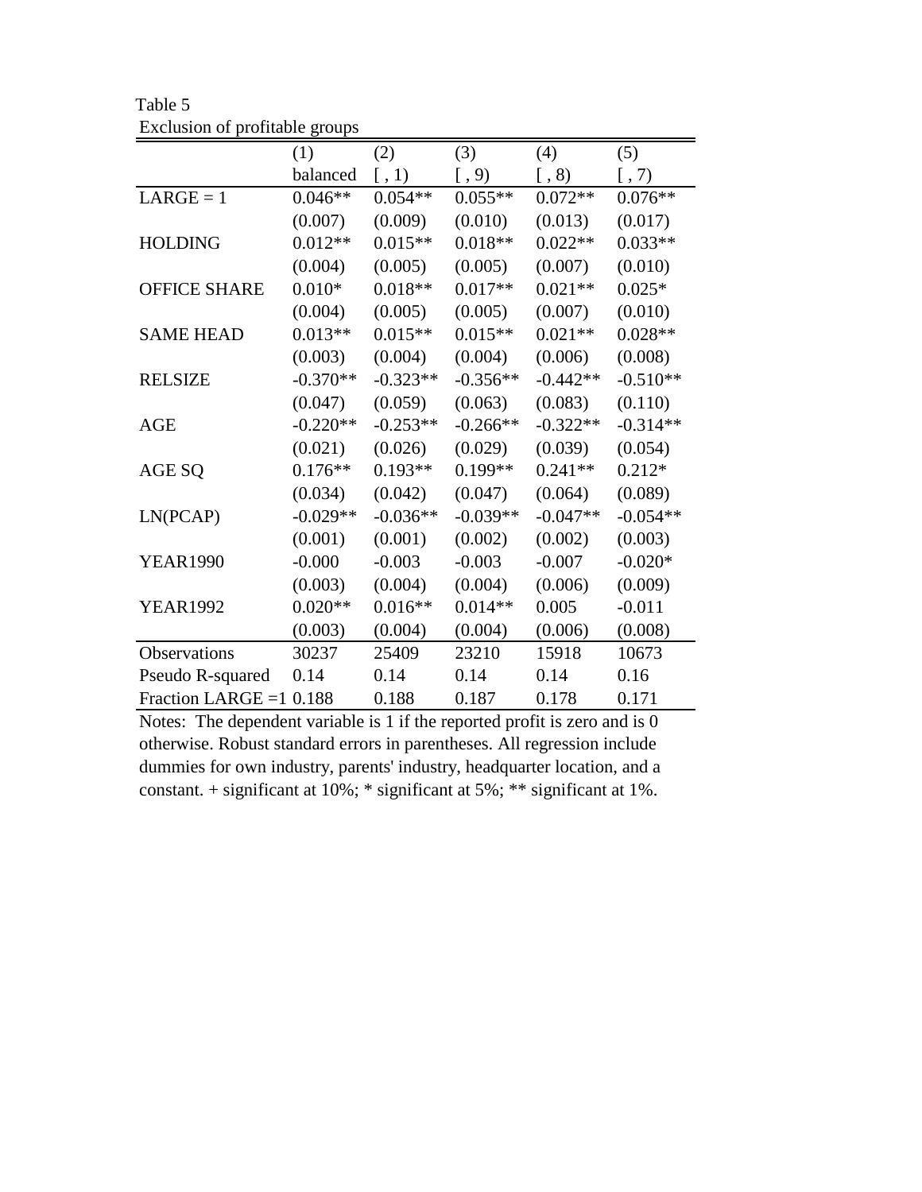Table 5
Exclusion of profitable groups

| | (1) | (2) | (3) | (4) | (5) |
|---|---|---|---|---|---|
| | balanced | [ , 1) | [ , 9) | [ , 8) | [ , 7) |
| LARGE = 1 | 0.046** | 0.054** | 0.055** | 0.072** | 0.076** |
| | (0.007) | (0.009) | (0.010) | (0.013) | (0.017) |
| HOLDING | 0.012** | 0.015** | 0.018** | 0.022** | 0.033** |
| | (0.004) | (0.005) | (0.005) | (0.007) | (0.010) |
| OFFICE SHARE | 0.010* | 0.018** | 0.017** | 0.021** | 0.025* |
| | (0.004) | (0.005) | (0.005) | (0.007) | (0.010) |
| SAME HEAD | 0.013** | 0.015** | 0.015** | 0.021** | 0.028** |
| | (0.003) | (0.004) | (0.004) | (0.006) | (0.008) |
| RELSIZE | -0.370** | -0.323** | -0.356** | -0.442** | -0.510** |
| | (0.047) | (0.059) | (0.063) | (0.083) | (0.110) |
| AGE | -0.220** | -0.253** | -0.266** | -0.322** | -0.314** |
| | (0.021) | (0.026) | (0.029) | (0.039) | (0.054) |
| AGE SQ | 0.176** | 0.193** | 0.199** | 0.241** | 0.212* |
| | (0.034) | (0.042) | (0.047) | (0.064) | (0.089) |
| LN(PCAP) | -0.029** | -0.036** | -0.039** | -0.047** | -0.054** |
| | (0.001) | (0.001) | (0.002) | (0.002) | (0.003) |
| YEAR1990 | -0.000 | -0.003 | -0.003 | -0.007 | -0.020* |
| | (0.003) | (0.004) | (0.004) | (0.006) | (0.009) |
| YEAR1992 | 0.020** | 0.016** | 0.014** | 0.005 | -0.011 |
| | (0.003) | (0.004) | (0.004) | (0.006) | (0.008) |
| Observations | 30237 | 25409 | 23210 | 15918 | 10673 |
| Pseudo R-squared | 0.14 | 0.14 | 0.14 | 0.14 | 0.16 |
| Fraction LARGE =1 | 0.188 | 0.188 | 0.187 | 0.178 | 0.171 |

Notes: The dependent variable is 1 if the reported profit is zero and is 0 otherwise. Robust standard errors in parentheses. All regression include dummies for own industry, parents' industry, headquarter location, and a constant. + significant at 10%; * significant at 5%; ** significant at 1%.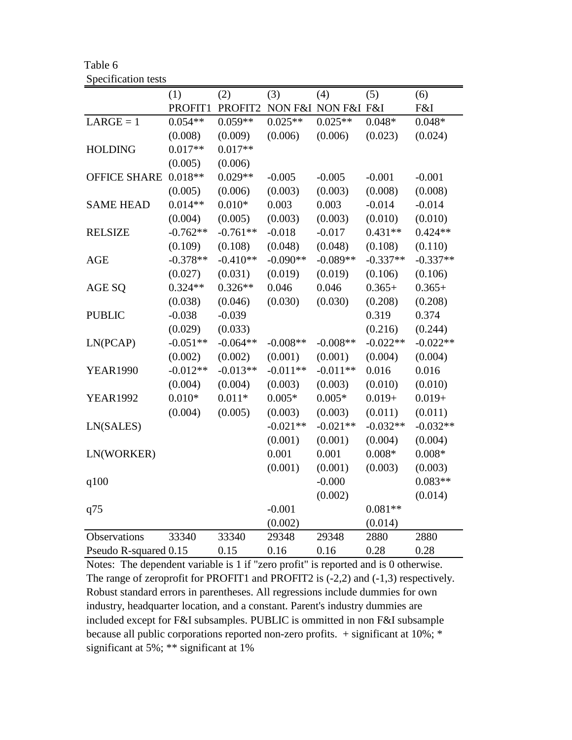Table 6

Specification tests

| | (1) | (2) | (3) | (4) | (5) | (6) |
|---|---|---|---|---|---|---|
| | PROFIT1 | PROFIT2 | NON F&I | NON F&I | F&I | F&I |
| LARGE = 1 | 0.054** | 0.059** | 0.025** | 0.025** | 0.048* | 0.048* |
| | (0.008) | (0.009) | (0.006) | (0.006) | (0.023) | (0.024) |
| HOLDING | 0.017** | 0.017** | | | | |
| | (0.005) | (0.006) | | | | |
| OFFICE SHARE | 0.018** | 0.029** | -0.005 | -0.005 | -0.001 | -0.001 |
| | (0.005) | (0.006) | (0.003) | (0.003) | (0.008) | (0.008) |
| SAME HEAD | 0.014** | 0.010* | 0.003 | 0.003 | -0.014 | -0.014 |
| | (0.004) | (0.005) | (0.003) | (0.003) | (0.010) | (0.010) |
| RELSIZE | -0.762** | -0.761** | -0.018 | -0.017 | 0.431** | 0.424** |
| | (0.109) | (0.108) | (0.048) | (0.048) | (0.108) | (0.110) |
| AGE | -0.378** | -0.410** | -0.090** | -0.089** | -0.337** | -0.337** |
| | (0.027) | (0.031) | (0.019) | (0.019) | (0.106) | (0.106) |
| AGE SQ | 0.324** | 0.326** | 0.046 | 0.046 | 0.365+ | 0.365+ |
| | (0.038) | (0.046) | (0.030) | (0.030) | (0.208) | (0.208) |
| PUBLIC | -0.038 | -0.039 | | | 0.319 | 0.374 |
| | (0.029) | (0.033) | | | (0.216) | (0.244) |
| LN(PCAP) | -0.051** | -0.064** | -0.008** | -0.008** | -0.022** | -0.022** |
| | (0.002) | (0.002) | (0.001) | (0.001) | (0.004) | (0.004) |
| YEAR1990 | -0.012** | -0.013** | -0.011** | -0.011** | 0.016 | 0.016 |
| | (0.004) | (0.004) | (0.003) | (0.003) | (0.010) | (0.010) |
| YEAR1992 | 0.010* | 0.011* | 0.005* | 0.005* | 0.019+ | 0.019+ |
| | (0.004) | (0.005) | (0.003) | (0.003) | (0.011) | (0.011) |
| LN(SALES) | | | -0.021** | -0.021** | -0.032** | -0.032** |
| | | | (0.001) | (0.001) | (0.004) | (0.004) |
| LN(WORKER) | | | 0.001 | 0.001 | 0.008* | 0.008* |
| | | | (0.001) | (0.001) | (0.003) | (0.003) |
| q100 | | | | -0.000 | | 0.083** |
| | | | | (0.002) | | (0.014) |
| q75 | | | -0.001 | | 0.081** | |
| | | | (0.002) | | (0.014) | |
| Observations | 33340 | 33340 | 29348 | 29348 | 2880 | 2880 |
| Pseudo R-squared | 0.15 | 0.15 | 0.16 | 0.16 | 0.28 | 0.28 |

Notes: The dependent variable is 1 if "zero profit" is reported and is 0 otherwise. The range of zeroprofit for PROFIT1 and PROFIT2 is (-2,2) and (-1,3) respectively. Robust standard errors in parentheses. All regressions include dummies for own industry, headquarter location, and a constant. Parent's industry dummies are included except for F&I subsamples. PUBLIC is ommitted in non F&I subsample because all public corporations reported non-zero profits. + significant at 10%; * significant at 5%; ** significant at 1%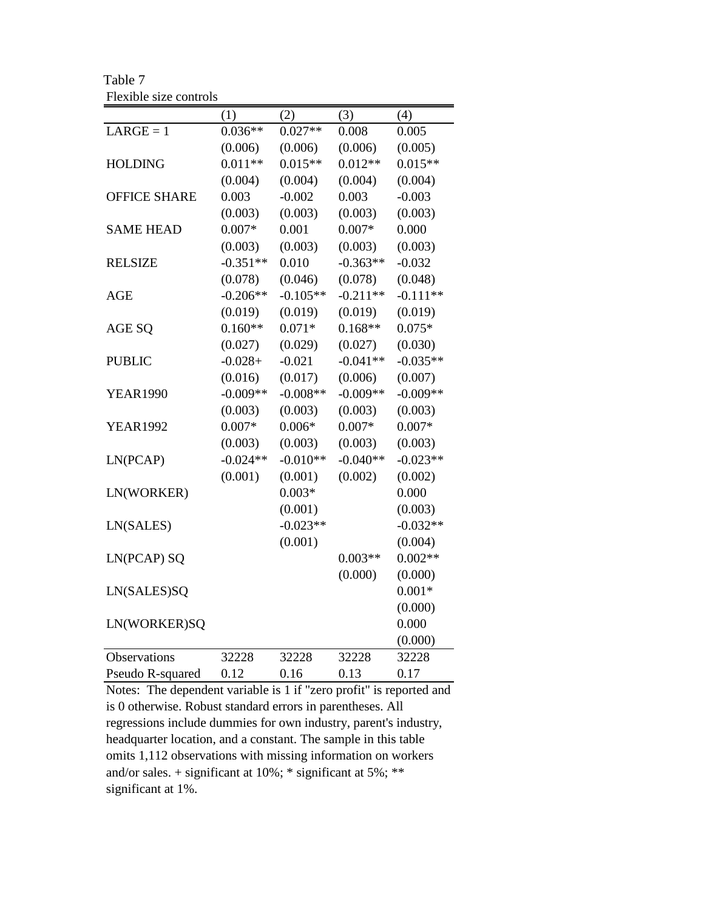Table 7
Flexible size controls

| | (1) | (2) | (3) | (4) |
|---|---|---|---|---|
| LARGE = 1 | 0.036** | 0.027** | 0.008 | 0.005 |
| | (0.006) | (0.006) | (0.006) | (0.005) |
| HOLDING | 0.011** | 0.015** | 0.012** | 0.015** |
| | (0.004) | (0.004) | (0.004) | (0.004) |
| OFFICE SHARE | 0.003 | -0.002 | 0.003 | -0.003 |
| | (0.003) | (0.003) | (0.003) | (0.003) |
| SAME HEAD | 0.007* | 0.001 | 0.007* | 0.000 |
| | (0.003) | (0.003) | (0.003) | (0.003) |
| RELSIZE | -0.351** | 0.010 | -0.363** | -0.032 |
| | (0.078) | (0.046) | (0.078) | (0.048) |
| AGE | -0.206** | -0.105** | -0.211** | -0.111** |
| | (0.019) | (0.019) | (0.019) | (0.019) |
| AGE SQ | 0.160** | 0.071* | 0.168** | 0.075* |
| | (0.027) | (0.029) | (0.027) | (0.030) |
| PUBLIC | -0.028+ | -0.021 | -0.041** | -0.035** |
| | (0.016) | (0.017) | (0.006) | (0.007) |
| YEAR1990 | -0.009** | -0.008** | -0.009** | -0.009** |
| | (0.003) | (0.003) | (0.003) | (0.003) |
| YEAR1992 | 0.007* | 0.006* | 0.007* | 0.007* |
| | (0.003) | (0.003) | (0.003) | (0.003) |
| LN(PCAP) | -0.024** | -0.010** | -0.040** | -0.023** |
| | (0.001) | (0.001) | (0.002) | (0.002) |
| LN(WORKER) | | 0.003* | | 0.000 |
| | | (0.001) | | (0.003) |
| LN(SALES) | | -0.023** | | -0.032** |
| | | (0.001) | | (0.004) |
| LN(PCAP) SQ | | | 0.003** | 0.002** |
| | | | (0.000) | (0.000) |
| LN(SALES)SQ | | | | 0.001* |
| | | | | (0.000) |
| LN(WORKER)SQ | | | | 0.000 |
| | | | | (0.000) |
| Observations | 32228 | 32228 | 32228 | 32228 |
| Pseudo R-squared | 0.12 | 0.16 | 0.13 | 0.17 |

Notes: The dependent variable is 1 if "zero profit" is reported and is 0 otherwise. Robust standard errors in parentheses. All regressions include dummies for own industry, parent's industry, headquarter location, and a constant. The sample in this table omits 1,112 observations with missing information on workers and/or sales. + significant at 10%; * significant at 5%; ** significant at 1%.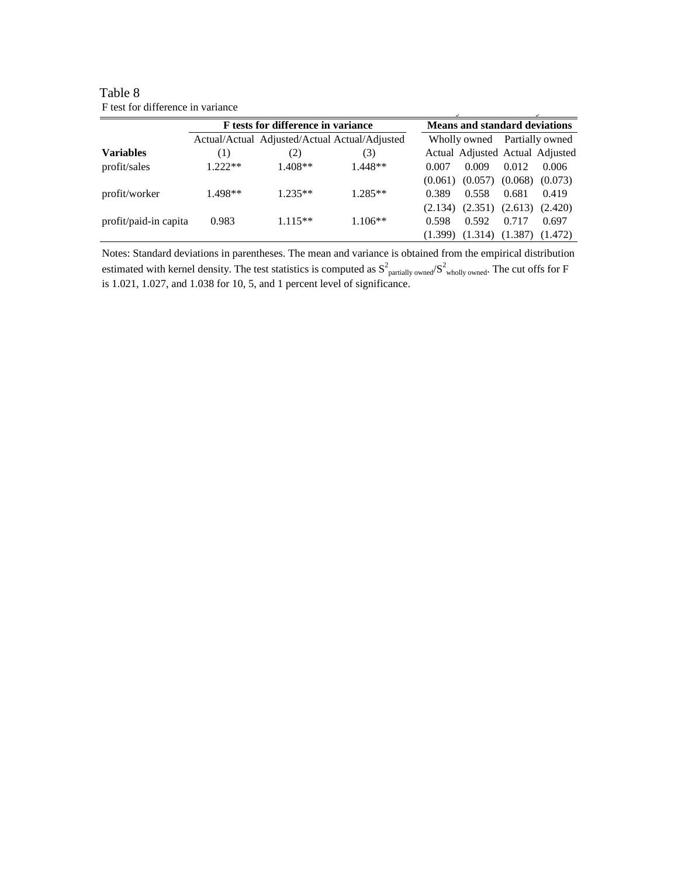Table 8

F test for difference in variance

| | F tests for difference in variance | | | Means and standard deviations | | | |
|---|---|---|---|---|---|---|---|
| | Actual/Actual | Adjusted/Actual | Actual/Adjusted | Wholly owned | | Partially owned | |
| **Variables** | (1) | (2) | (3) | Actual | Adjusted | Actual | Adjusted |
| profit/sales | 1.222** | 1.408** | 1.448** | 0.007 | 0.009 | 0.012 | 0.006 |
| | | | | (0.061) | (0.057) | (0.068) | (0.073) |
| profit/worker | 1.498** | 1.235** | 1.285** | 0.389 | 0.558 | 0.681 | 0.419 |
| | | | | (2.134) | (2.351) | (2.613) | (2.420) |
| profit/paid-in capita | 0.983 | 1.115** | 1.106** | 0.598 | 0.592 | 0.717 | 0.697 |
| | | | | (1.399) | (1.314) | (1.387) | (1.472) |

Notes: Standard deviations in parentheses. The mean and variance is obtained from the empirical distribution estimated with kernel density. The test statistics is computed as $S^2_{\text{partially owned}}/S^2_{\text{wholly owned}}$. The cut offs for F is 1.021, 1.027, and 1.038 for 10, 5, and 1 percent level of significance.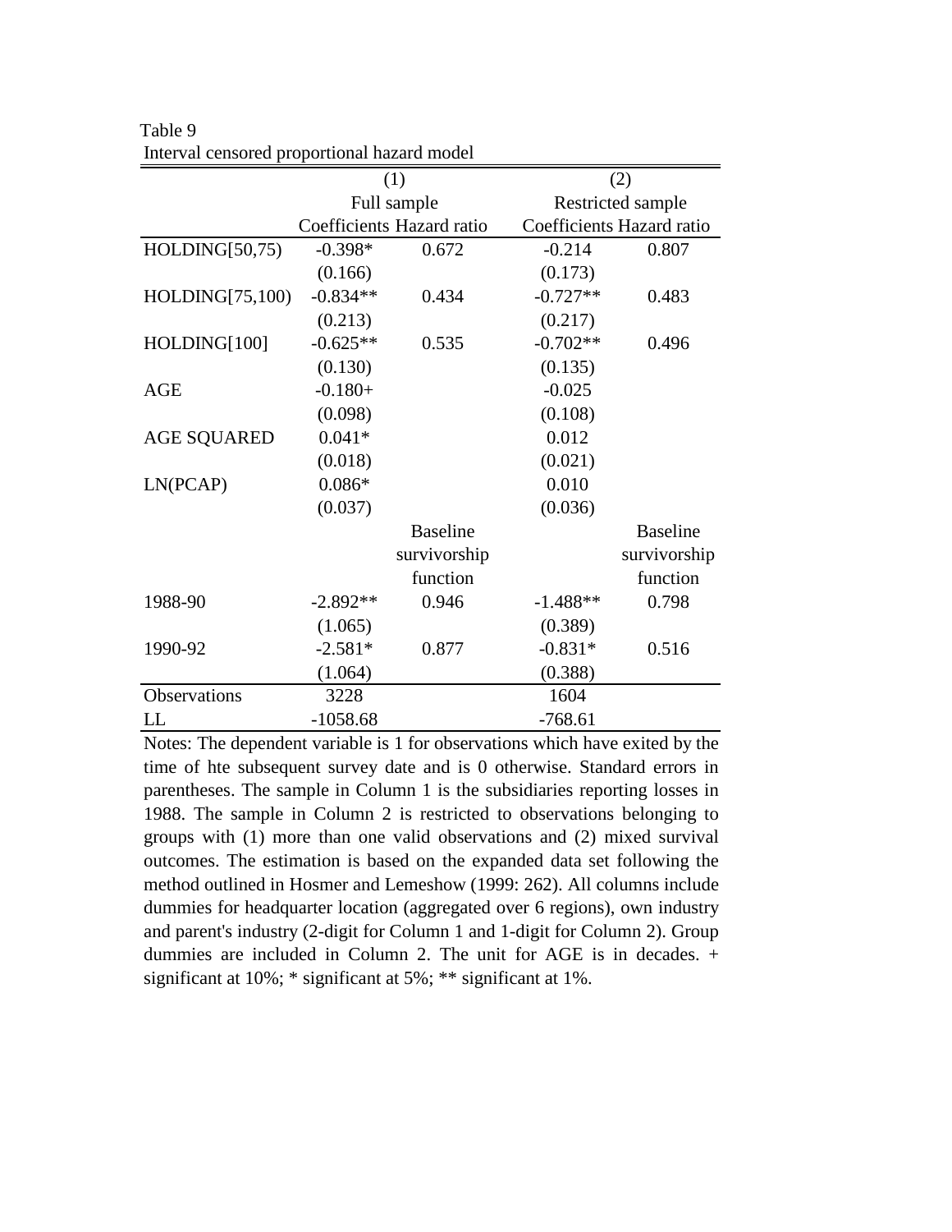Table 9
Interval censored proportional hazard model

| | (1) | | (2) | |
|---|---|---|---|---|
| | Full sample | | Restricted sample | |
| | Coefficients | Hazard ratio | Coefficients | Hazard ratio |
| HOLDING[50,75) | -0.398* | 0.672 | -0.214 | 0.807 |
| | (0.166) | | (0.173) | |
| HOLDING[75,100) | -0.834** | 0.434 | -0.727** | 0.483 |
| | (0.213) | | (0.217) | |
| HOLDING[100] | -0.625** | 0.535 | -0.702** | 0.496 |
| | (0.130) | | (0.135) | |
| AGE | -0.180+ | | -0.025 | |
| | (0.098) | | (0.108) | |
| AGE SQUARED | 0.041* | | 0.012 | |
| | (0.018) | | (0.021) | |
| LN(PCAP) | 0.086* | | 0.010 | |
| | (0.037) | | (0.036) | |
| | | Baseline survivorship function | | Baseline survivorship function |
| 1988-90 | -2.892** | 0.946 | -1.488** | 0.798 |
| | (1.065) | | (0.389) | |
| 1990-92 | -2.581* | 0.877 | -0.831* | 0.516 |
| | (1.064) | | (0.388) | |
| Observations | 3228 | | 1604 | |
| LL | -1058.68 | | -768.61 | |

Notes: The dependent variable is 1 for observations which have exited by the time of hte subsequent survey date and is 0 otherwise. Standard errors in parentheses. The sample in Column 1 is the subsidiaries reporting losses in 1988. The sample in Column 2 is restricted to observations belonging to groups with (1) more than one valid observations and (2) mixed survival outcomes. The estimation is based on the expanded data set following the method outlined in Hosmer and Lemeshow (1999: 262). All columns include dummies for headquarter location (aggregated over 6 regions), own industry and parent's industry (2-digit for Column 1 and 1-digit for Column 2). Group dummies are included in Column 2. The unit for AGE is in decades. + significant at 10%; * significant at 5%; ** significant at 1%.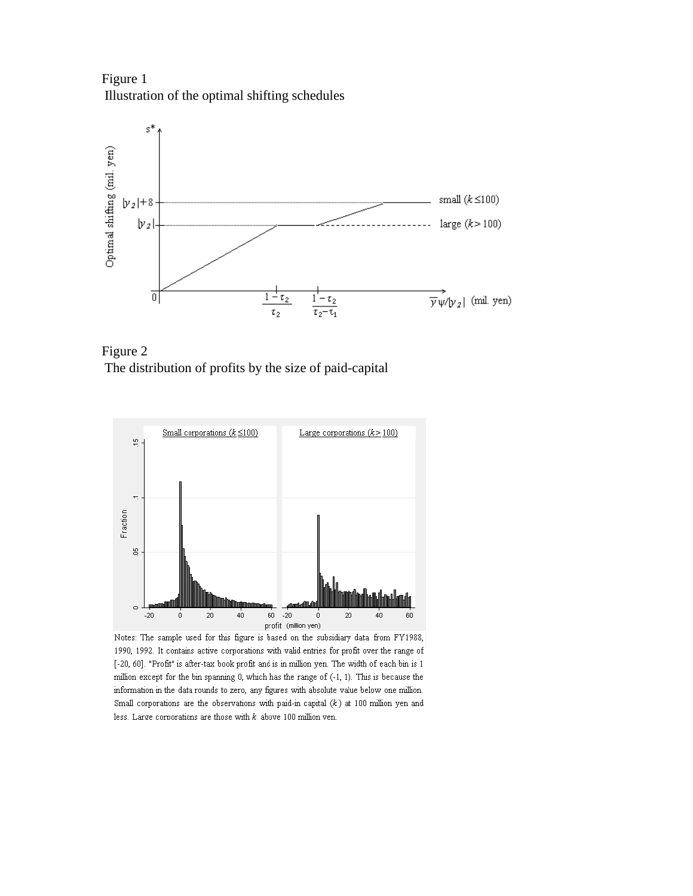Figure 1
Illustration of the optimal shifting schedules

Figure 2
The distribution of profits by the size of paid-capital

Notes: The sample used for this figure is based on the subsidiary data from FY1988, 1990, 1992. It contains active corporations with valid entries for profit over the range of [-20, 60]. "Profit" is after-tax book profit and is in million yen. The width of each bin is 1 million except for the bin spanning 0, which has the range of (-1, 1). This is because the information in the data rounds to zero, any figures with absolute value below one million. Small corporations are the observations with paid-in capital ($k$) at 100 million yen and less. Large corporations are those with $k$ above 100 million yen.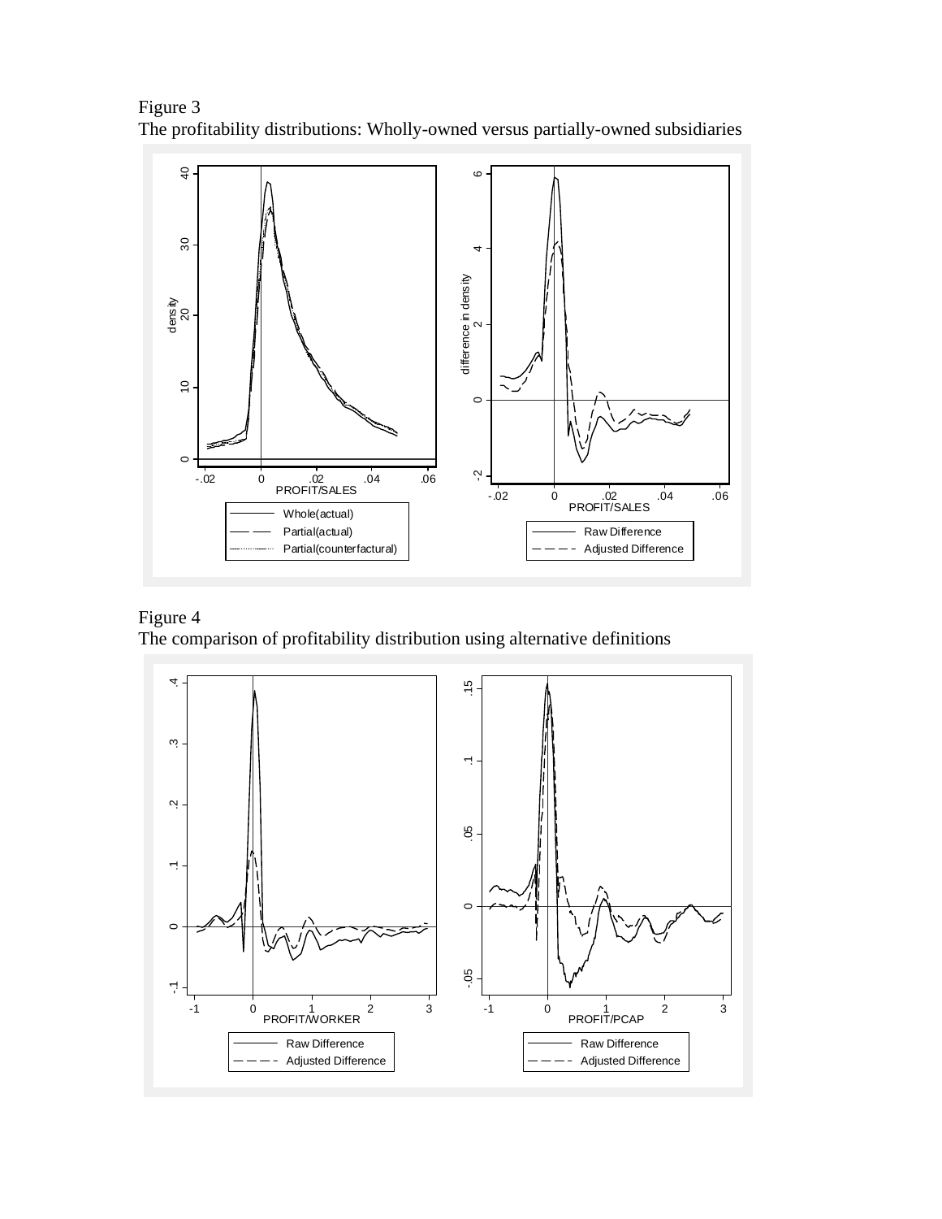Figure 3
The profitability distributions: Wholly-owned versus partially-owned subsidiaries

Figure 4
The comparison of profitability distribution using alternative definitions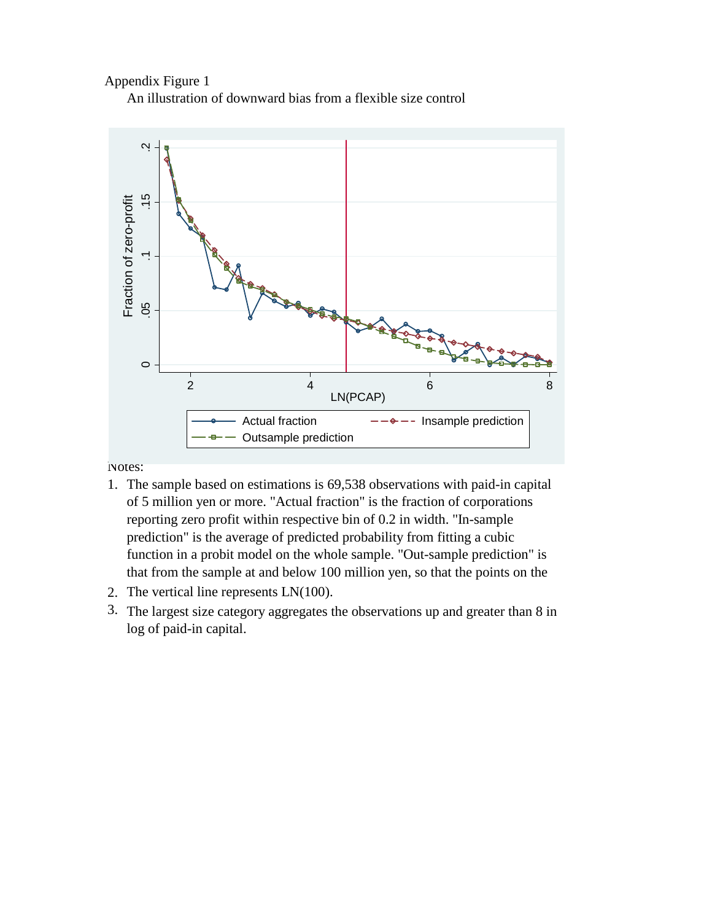Appendix Figure 1

An illustration of downward bias from a flexible size control

Fraction of zero-profit

0
.05
.1
.15
.2

2
4
6
8

LN(PCAP)

Actual fraction
Insample prediction
Outsample prediction

Notes:

1. The sample based on estimations is 69,538 observations with paid-in capital of 5 million yen or more. "Actual fraction" is the fraction of corporations reporting zero profit within respective bin of 0.2 in width. "In-sample prediction" is the average of predicted probability from fitting a cubic function in a probit model on the whole sample. "Out-sample prediction" is that from the sample at and below 100 million yen, so that the points on the
2. The vertical line represents LN(100).
3. The largest size category aggregates the observations up and greater than 8 in log of paid-in capital.